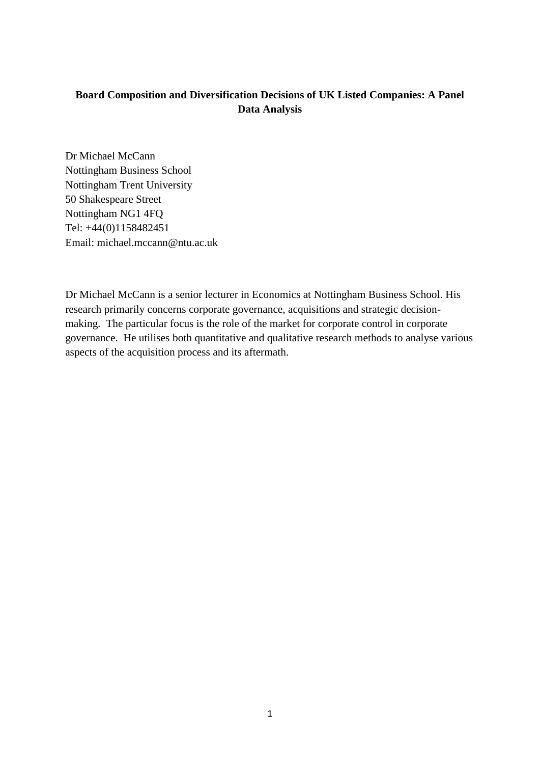# Board Composition and Diversification Decisions of UK Listed Companies: A Panel Data Analysis

Dr Michael McCann  
Nottingham Business School  
Nottingham Trent University  
50 Shakespeare Street  
Nottingham NG1 4FQ  
Tel: +44(0)1158482451  
Email: michael.mccann@ntu.ac.uk

Dr Michael McCann is a senior lecturer in Economics at Nottingham Business School. His research primarily concerns corporate governance, acquisitions and strategic decision-making. The particular focus is the role of the market for corporate control in corporate governance. He utilises both quantitative and qualitative research methods to analyse various aspects of the acquisition process and its aftermath.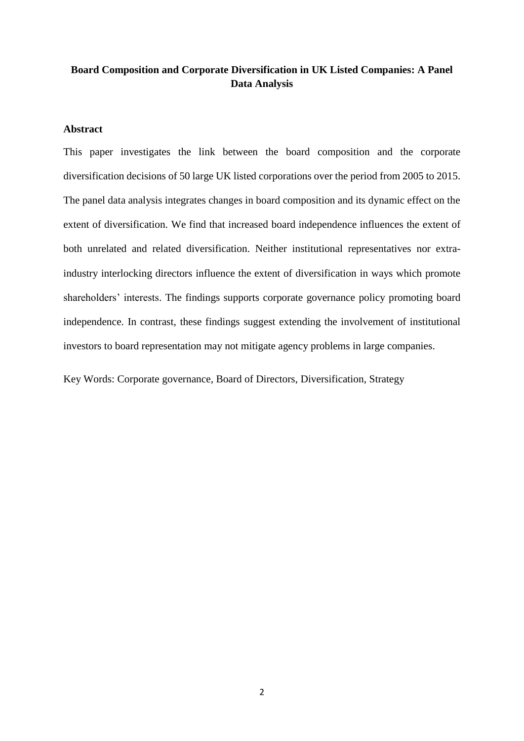**Board Composition and Corporate Diversification in UK Listed Companies: A Panel Data Analysis**

**Abstract**

This paper investigates the link between the board composition and the corporate diversification decisions of 50 large UK listed corporations over the period from 2005 to 2015. The panel data analysis integrates changes in board composition and its dynamic effect on the extent of diversification. We find that increased board independence influences the extent of both unrelated and related diversification. Neither institutional representatives nor extra-industry interlocking directors influence the extent of diversification in ways which promote shareholders' interests. The findings supports corporate governance policy promoting board independence. In contrast, these findings suggest extending the involvement of institutional investors to board representation may not mitigate agency problems in large companies.

Key Words: Corporate governance, Board of Directors, Diversification, Strategy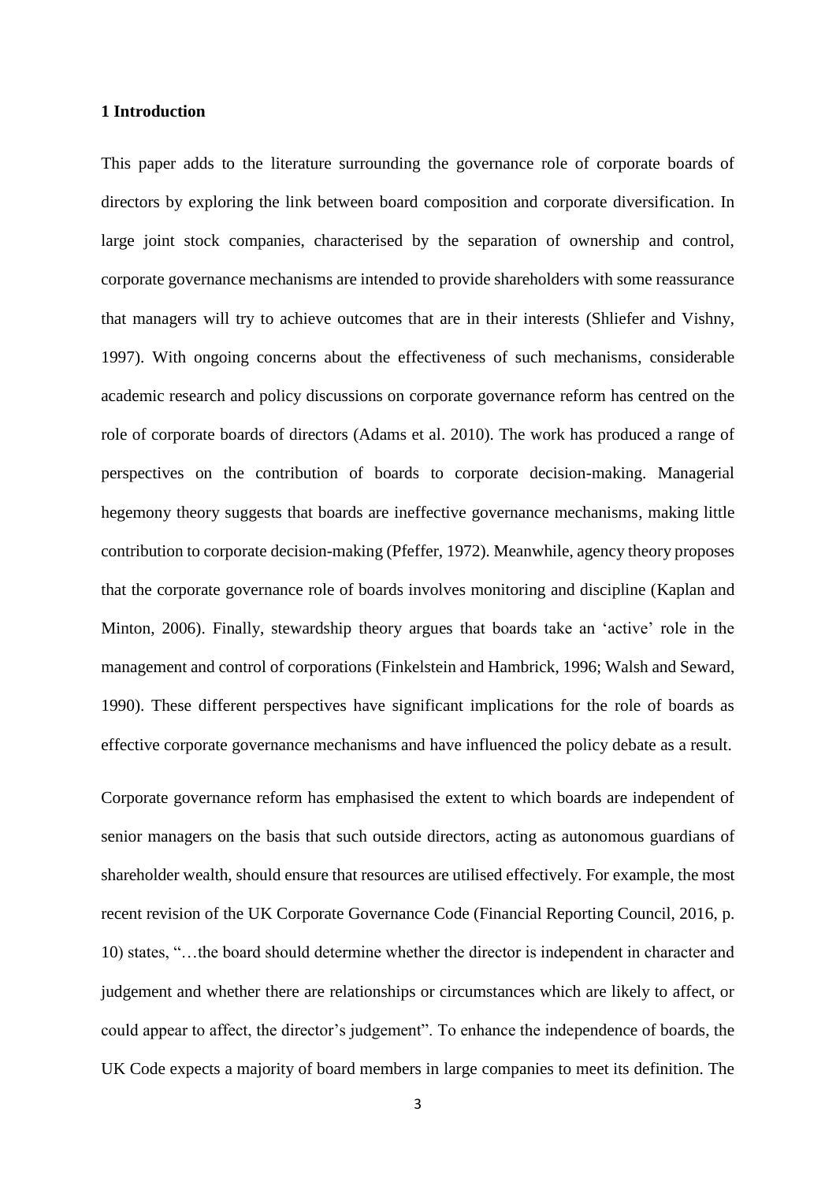**1 Introduction**

This paper adds to the literature surrounding the governance role of corporate boards of directors by exploring the link between board composition and corporate diversification. In large joint stock companies, characterised by the separation of ownership and control, corporate governance mechanisms are intended to provide shareholders with some reassurance that managers will try to achieve outcomes that are in their interests (Shliefer and Vishny, 1997). With ongoing concerns about the effectiveness of such mechanisms, considerable academic research and policy discussions on corporate governance reform has centred on the role of corporate boards of directors (Adams et al. 2010). The work has produced a range of perspectives on the contribution of boards to corporate decision-making. Managerial hegemony theory suggests that boards are ineffective governance mechanisms, making little contribution to corporate decision-making (Pfeffer, 1972). Meanwhile, agency theory proposes that the corporate governance role of boards involves monitoring and discipline (Kaplan and Minton, 2006). Finally, stewardship theory argues that boards take an 'active' role in the management and control of corporations (Finkelstein and Hambrick, 1996; Walsh and Seward, 1990). These different perspectives have significant implications for the role of boards as effective corporate governance mechanisms and have influenced the policy debate as a result.

Corporate governance reform has emphasised the extent to which boards are independent of senior managers on the basis that such outside directors, acting as autonomous guardians of shareholder wealth, should ensure that resources are utilised effectively. For example, the most recent revision of the UK Corporate Governance Code (Financial Reporting Council, 2016, p. 10) states, "…the board should determine whether the director is independent in character and judgement and whether there are relationships or circumstances which are likely to affect, or could appear to affect, the director's judgement". To enhance the independence of boards, the UK Code expects a majority of board members in large companies to meet its definition. The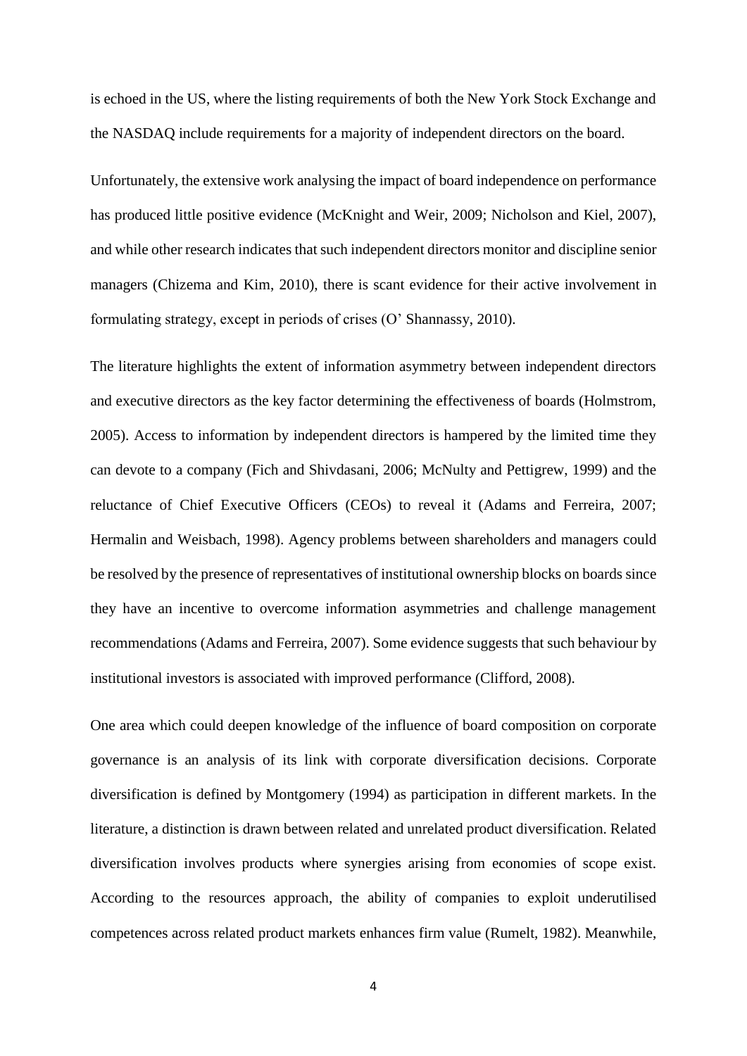is echoed in the US, where the listing requirements of both the New York Stock Exchange and the NASDAQ include requirements for a majority of independent directors on the board.

Unfortunately, the extensive work analysing the impact of board independence on performance has produced little positive evidence (McKnight and Weir, 2009; Nicholson and Kiel, 2007), and while other research indicates that such independent directors monitor and discipline senior managers (Chizema and Kim, 2010), there is scant evidence for their active involvement in formulating strategy, except in periods of crises (O' Shannassy, 2010).

The literature highlights the extent of information asymmetry between independent directors and executive directors as the key factor determining the effectiveness of boards (Holmstrom, 2005). Access to information by independent directors is hampered by the limited time they can devote to a company (Fich and Shivdasani, 2006; McNulty and Pettigrew, 1999) and the reluctance of Chief Executive Officers (CEOs) to reveal it (Adams and Ferreira, 2007; Hermalin and Weisbach, 1998). Agency problems between shareholders and managers could be resolved by the presence of representatives of institutional ownership blocks on boards since they have an incentive to overcome information asymmetries and challenge management recommendations (Adams and Ferreira, 2007). Some evidence suggests that such behaviour by institutional investors is associated with improved performance (Clifford, 2008).

One area which could deepen knowledge of the influence of board composition on corporate governance is an analysis of its link with corporate diversification decisions. Corporate diversification is defined by Montgomery (1994) as participation in different markets. In the literature, a distinction is drawn between related and unrelated product diversification. Related diversification involves products where synergies arising from economies of scope exist. According to the resources approach, the ability of companies to exploit underutilised competences across related product markets enhances firm value (Rumelt, 1982). Meanwhile,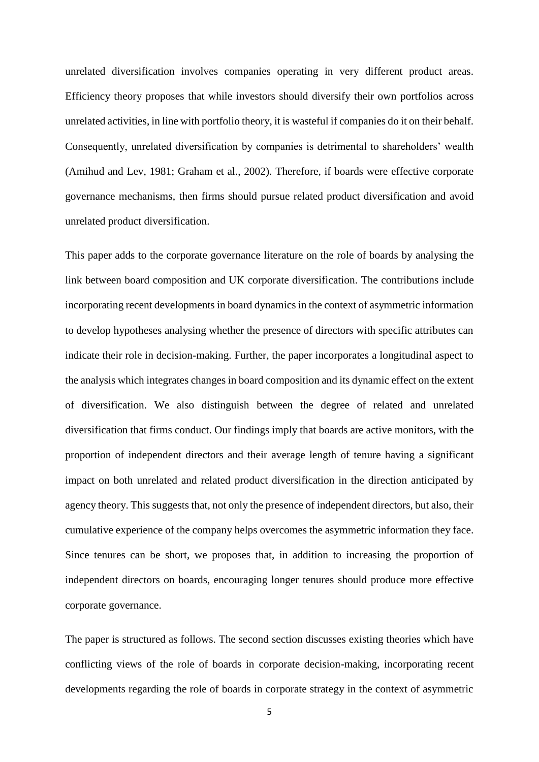unrelated diversification involves companies operating in very different product areas. Efficiency theory proposes that while investors should diversify their own portfolios across unrelated activities, in line with portfolio theory, it is wasteful if companies do it on their behalf. Consequently, unrelated diversification by companies is detrimental to shareholders' wealth (Amihud and Lev, 1981; Graham et al., 2002). Therefore, if boards were effective corporate governance mechanisms, then firms should pursue related product diversification and avoid unrelated product diversification.

This paper adds to the corporate governance literature on the role of boards by analysing the link between board composition and UK corporate diversification. The contributions include incorporating recent developments in board dynamics in the context of asymmetric information to develop hypotheses analysing whether the presence of directors with specific attributes can indicate their role in decision-making. Further, the paper incorporates a longitudinal aspect to the analysis which integrates changes in board composition and its dynamic effect on the extent of diversification. We also distinguish between the degree of related and unrelated diversification that firms conduct. Our findings imply that boards are active monitors, with the proportion of independent directors and their average length of tenure having a significant impact on both unrelated and related product diversification in the direction anticipated by agency theory. This suggests that, not only the presence of independent directors, but also, their cumulative experience of the company helps overcomes the asymmetric information they face. Since tenures can be short, we proposes that, in addition to increasing the proportion of independent directors on boards, encouraging longer tenures should produce more effective corporate governance.

The paper is structured as follows. The second section discusses existing theories which have conflicting views of the role of boards in corporate decision-making, incorporating recent developments regarding the role of boards in corporate strategy in the context of asymmetric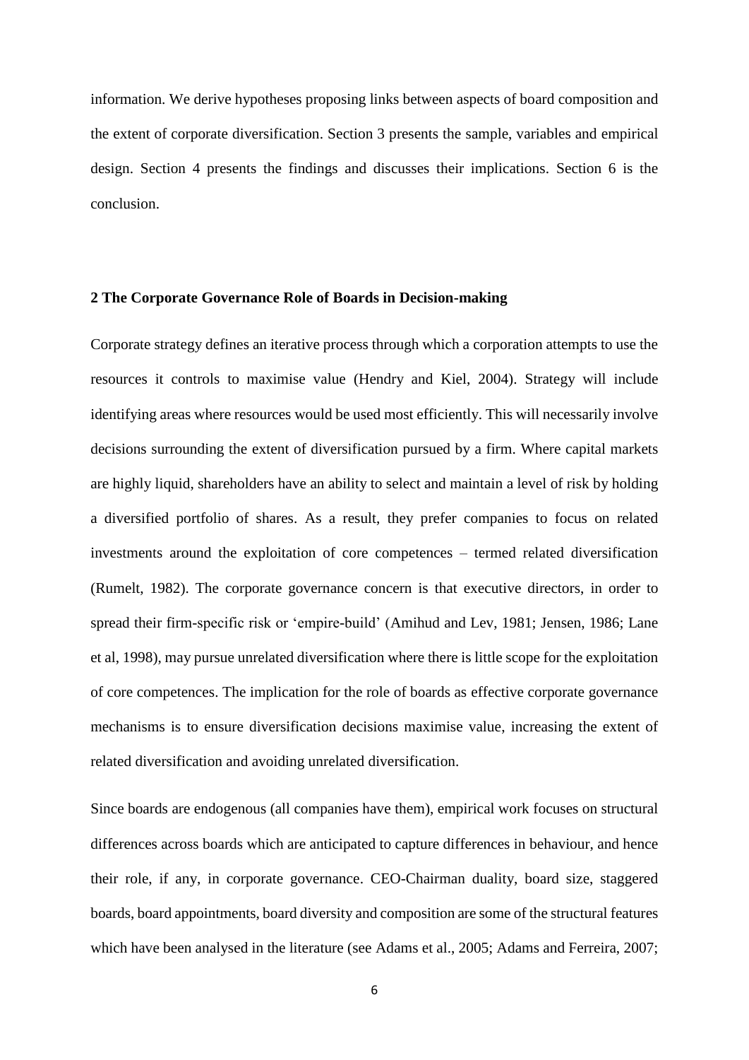information. We derive hypotheses proposing links between aspects of board composition and the extent of corporate diversification. Section 3 presents the sample, variables and empirical design. Section 4 presents the findings and discusses their implications. Section 6 is the conclusion.

## 2 The Corporate Governance Role of Boards in Decision-making

Corporate strategy defines an iterative process through which a corporation attempts to use the resources it controls to maximise value (Hendry and Kiel, 2004). Strategy will include identifying areas where resources would be used most efficiently. This will necessarily involve decisions surrounding the extent of diversification pursued by a firm. Where capital markets are highly liquid, shareholders have an ability to select and maintain a level of risk by holding a diversified portfolio of shares. As a result, they prefer companies to focus on related investments around the exploitation of core competences – termed related diversification (Rumelt, 1982). The corporate governance concern is that executive directors, in order to spread their firm-specific risk or 'empire-build' (Amihud and Lev, 1981; Jensen, 1986; Lane et al, 1998), may pursue unrelated diversification where there is little scope for the exploitation of core competences. The implication for the role of boards as effective corporate governance mechanisms is to ensure diversification decisions maximise value, increasing the extent of related diversification and avoiding unrelated diversification.

Since boards are endogenous (all companies have them), empirical work focuses on structural differences across boards which are anticipated to capture differences in behaviour, and hence their role, if any, in corporate governance. CEO-Chairman duality, board size, staggered boards, board appointments, board diversity and composition are some of the structural features which have been analysed in the literature (see Adams et al., 2005; Adams and Ferreira, 2007;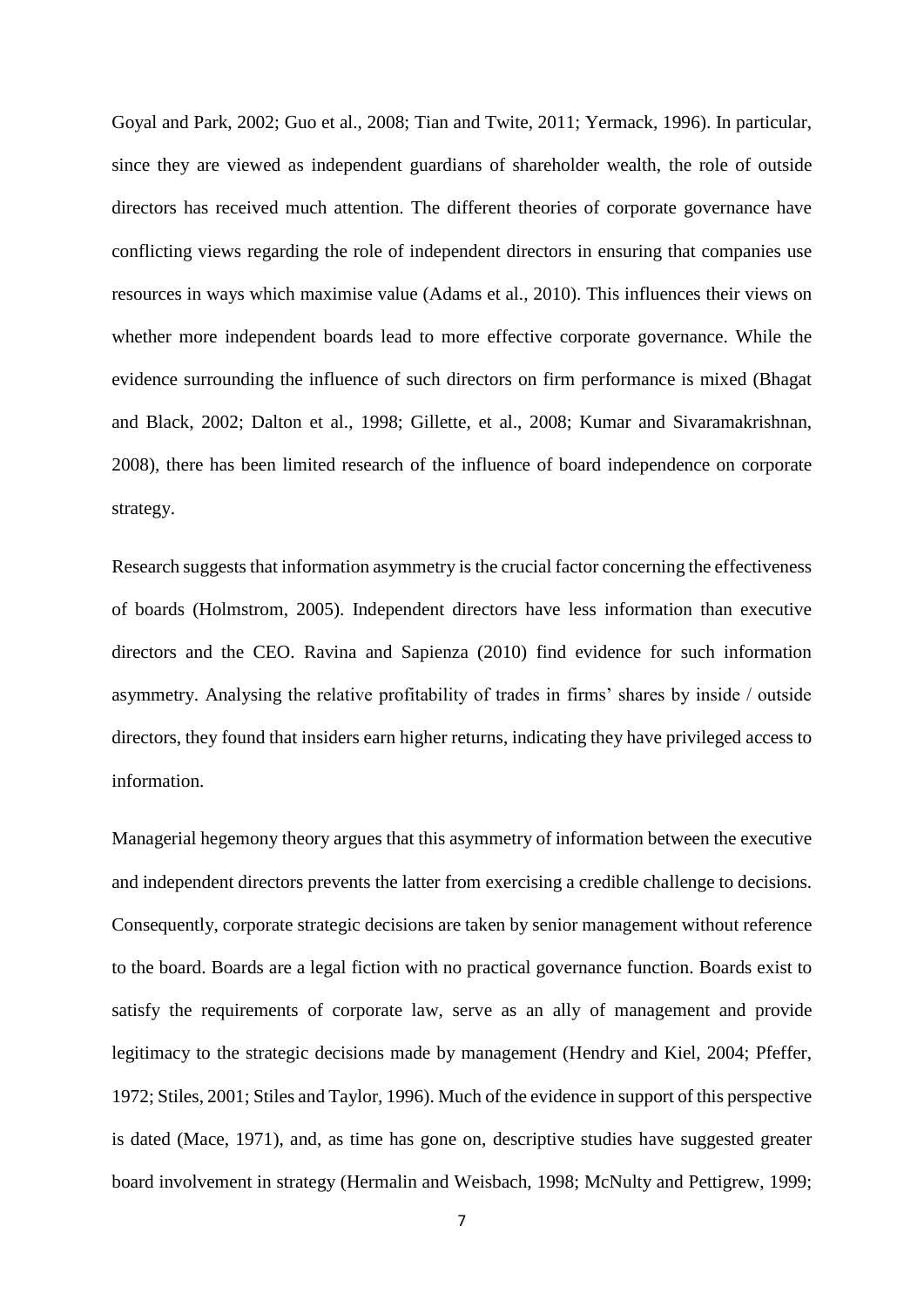Goyal and Park, 2002; Guo et al., 2008; Tian and Twite, 2011; Yermack, 1996). In particular, since they are viewed as independent guardians of shareholder wealth, the role of outside directors has received much attention. The different theories of corporate governance have conflicting views regarding the role of independent directors in ensuring that companies use resources in ways which maximise value (Adams et al., 2010). This influences their views on whether more independent boards lead to more effective corporate governance. While the evidence surrounding the influence of such directors on firm performance is mixed (Bhagat and Black, 2002; Dalton et al., 1998; Gillette, et al., 2008; Kumar and Sivaramakrishnan, 2008), there has been limited research of the influence of board independence on corporate strategy.

Research suggests that information asymmetry is the crucial factor concerning the effectiveness of boards (Holmstrom, 2005). Independent directors have less information than executive directors and the CEO. Ravina and Sapienza (2010) find evidence for such information asymmetry. Analysing the relative profitability of trades in firms' shares by inside / outside directors, they found that insiders earn higher returns, indicating they have privileged access to information.

Managerial hegemony theory argues that this asymmetry of information between the executive and independent directors prevents the latter from exercising a credible challenge to decisions. Consequently, corporate strategic decisions are taken by senior management without reference to the board. Boards are a legal fiction with no practical governance function. Boards exist to satisfy the requirements of corporate law, serve as an ally of management and provide legitimacy to the strategic decisions made by management (Hendry and Kiel, 2004; Pfeffer, 1972; Stiles, 2001; Stiles and Taylor, 1996). Much of the evidence in support of this perspective is dated (Mace, 1971), and, as time has gone on, descriptive studies have suggested greater board involvement in strategy (Hermalin and Weisbach, 1998; McNulty and Pettigrew, 1999;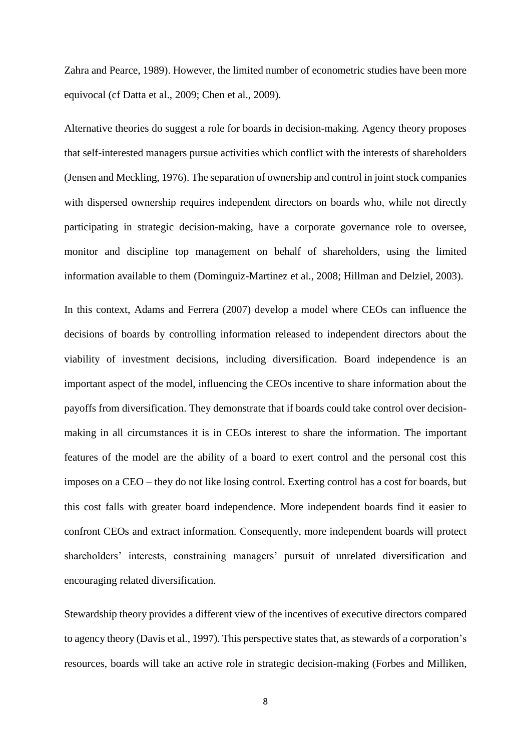Zahra and Pearce, 1989). However, the limited number of econometric studies have been more equivocal (cf Datta et al., 2009; Chen et al., 2009).

Alternative theories do suggest a role for boards in decision-making. Agency theory proposes that self-interested managers pursue activities which conflict with the interests of shareholders (Jensen and Meckling, 1976). The separation of ownership and control in joint stock companies with dispersed ownership requires independent directors on boards who, while not directly participating in strategic decision-making, have a corporate governance role to oversee, monitor and discipline top management on behalf of shareholders, using the limited information available to them (Dominguiz-Martinez et al., 2008; Hillman and Delziel, 2003).

In this context, Adams and Ferrera (2007) develop a model where CEOs can influence the decisions of boards by controlling information released to independent directors about the viability of investment decisions, including diversification. Board independence is an important aspect of the model, influencing the CEOs incentive to share information about the payoffs from diversification. They demonstrate that if boards could take control over decision-making in all circumstances it is in CEOs interest to share the information. The important features of the model are the ability of a board to exert control and the personal cost this imposes on a CEO – they do not like losing control. Exerting control has a cost for boards, but this cost falls with greater board independence. More independent boards find it easier to confront CEOs and extract information. Consequently, more independent boards will protect shareholders' interests, constraining managers' pursuit of unrelated diversification and encouraging related diversification.

Stewardship theory provides a different view of the incentives of executive directors compared to agency theory (Davis et al., 1997). This perspective states that, as stewards of a corporation's resources, boards will take an active role in strategic decision-making (Forbes and Milliken,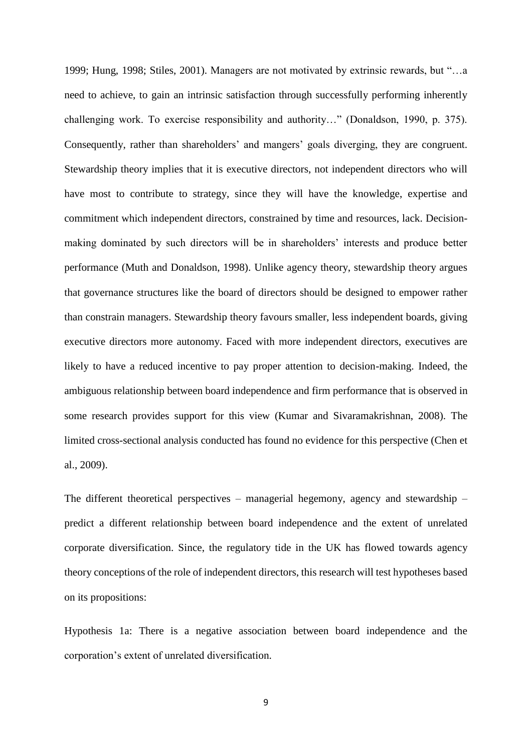1999; Hung, 1998; Stiles, 2001). Managers are not motivated by extrinsic rewards, but "…a need to achieve, to gain an intrinsic satisfaction through successfully performing inherently challenging work. To exercise responsibility and authority…" (Donaldson, 1990, p. 375). Consequently, rather than shareholders' and mangers' goals diverging, they are congruent. Stewardship theory implies that it is executive directors, not independent directors who will have most to contribute to strategy, since they will have the knowledge, expertise and commitment which independent directors, constrained by time and resources, lack. Decision-making dominated by such directors will be in shareholders' interests and produce better performance (Muth and Donaldson, 1998). Unlike agency theory, stewardship theory argues that governance structures like the board of directors should be designed to empower rather than constrain managers. Stewardship theory favours smaller, less independent boards, giving executive directors more autonomy. Faced with more independent directors, executives are likely to have a reduced incentive to pay proper attention to decision-making. Indeed, the ambiguous relationship between board independence and firm performance that is observed in some research provides support for this view (Kumar and Sivaramakrishnan, 2008). The limited cross-sectional analysis conducted has found no evidence for this perspective (Chen et al., 2009).

The different theoretical perspectives – managerial hegemony, agency and stewardship – predict a different relationship between board independence and the extent of unrelated corporate diversification. Since, the regulatory tide in the UK has flowed towards agency theory conceptions of the role of independent directors, this research will test hypotheses based on its propositions:

Hypothesis 1a: There is a negative association between board independence and the corporation's extent of unrelated diversification.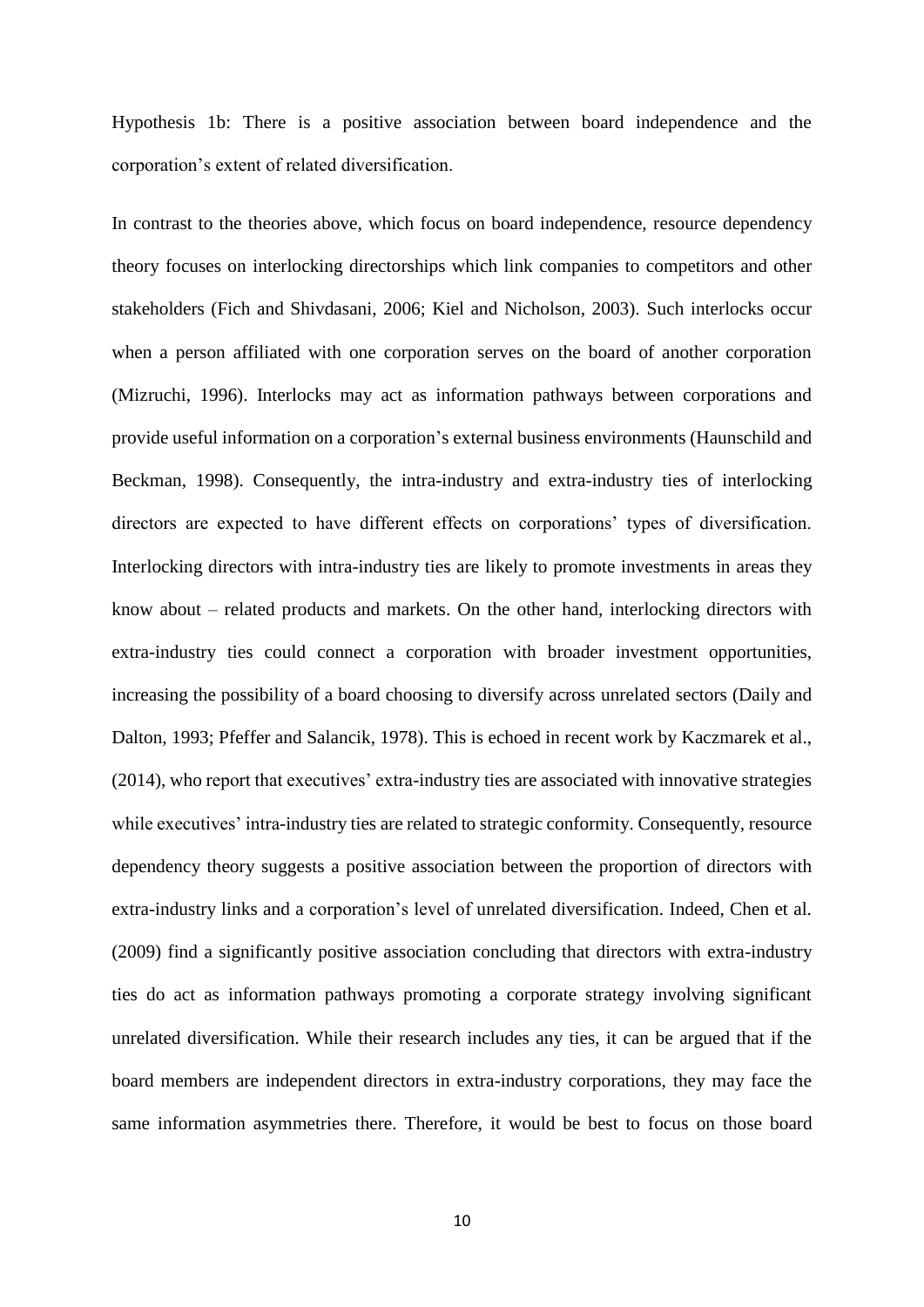Hypothesis 1b: There is a positive association between board independence and the corporation's extent of related diversification.

In contrast to the theories above, which focus on board independence, resource dependency theory focuses on interlocking directorships which link companies to competitors and other stakeholders (Fich and Shivdasani, 2006; Kiel and Nicholson, 2003). Such interlocks occur when a person affiliated with one corporation serves on the board of another corporation (Mizruchi, 1996). Interlocks may act as information pathways between corporations and provide useful information on a corporation's external business environments (Haunschild and Beckman, 1998). Consequently, the intra-industry and extra-industry ties of interlocking directors are expected to have different effects on corporations' types of diversification. Interlocking directors with intra-industry ties are likely to promote investments in areas they know about – related products and markets. On the other hand, interlocking directors with extra-industry ties could connect a corporation with broader investment opportunities, increasing the possibility of a board choosing to diversify across unrelated sectors (Daily and Dalton, 1993; Pfeffer and Salancik, 1978). This is echoed in recent work by Kaczmarek et al., (2014), who report that executives' extra-industry ties are associated with innovative strategies while executives' intra-industry ties are related to strategic conformity. Consequently, resource dependency theory suggests a positive association between the proportion of directors with extra-industry links and a corporation's level of unrelated diversification. Indeed, Chen et al. (2009) find a significantly positive association concluding that directors with extra-industry ties do act as information pathways promoting a corporate strategy involving significant unrelated diversification. While their research includes any ties, it can be argued that if the board members are independent directors in extra-industry corporations, they may face the same information asymmetries there. Therefore, it would be best to focus on those board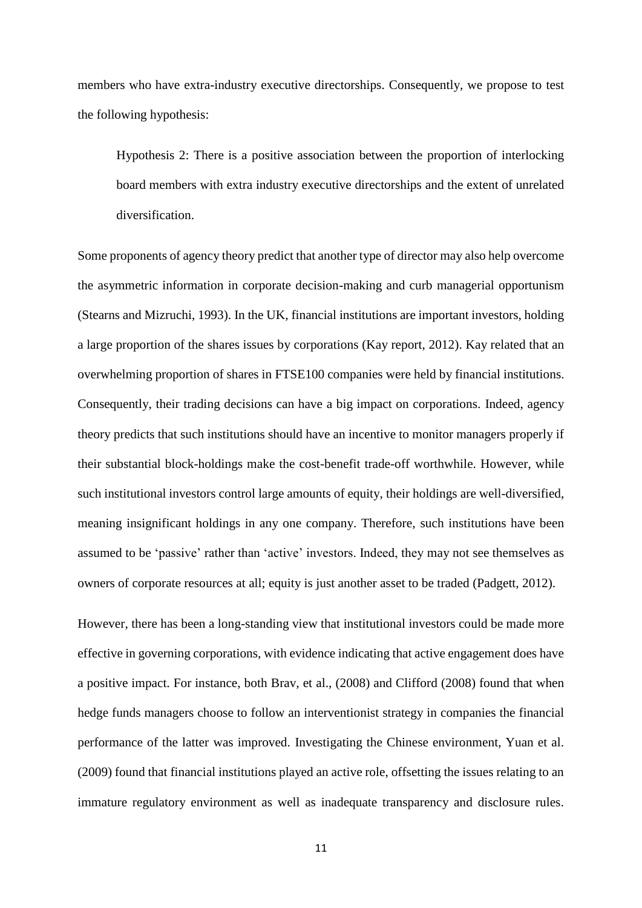members who have extra-industry executive directorships. Consequently, we propose to test the following hypothesis:

> Hypothesis 2: There is a positive association between the proportion of interlocking board members with extra industry executive directorships and the extent of unrelated diversification.

Some proponents of agency theory predict that another type of director may also help overcome the asymmetric information in corporate decision-making and curb managerial opportunism (Stearns and Mizruchi, 1993). In the UK, financial institutions are important investors, holding a large proportion of the shares issues by corporations (Kay report, 2012). Kay related that an overwhelming proportion of shares in FTSE100 companies were held by financial institutions. Consequently, their trading decisions can have a big impact on corporations. Indeed, agency theory predicts that such institutions should have an incentive to monitor managers properly if their substantial block-holdings make the cost-benefit trade-off worthwhile. However, while such institutional investors control large amounts of equity, their holdings are well-diversified, meaning insignificant holdings in any one company. Therefore, such institutions have been assumed to be 'passive' rather than 'active' investors. Indeed, they may not see themselves as owners of corporate resources at all; equity is just another asset to be traded (Padgett, 2012).

However, there has been a long-standing view that institutional investors could be made more effective in governing corporations, with evidence indicating that active engagement does have a positive impact. For instance, both Brav, et al., (2008) and Clifford (2008) found that when hedge funds managers choose to follow an interventionist strategy in companies the financial performance of the latter was improved. Investigating the Chinese environment, Yuan et al. (2009) found that financial institutions played an active role, offsetting the issues relating to an immature regulatory environment as well as inadequate transparency and disclosure rules.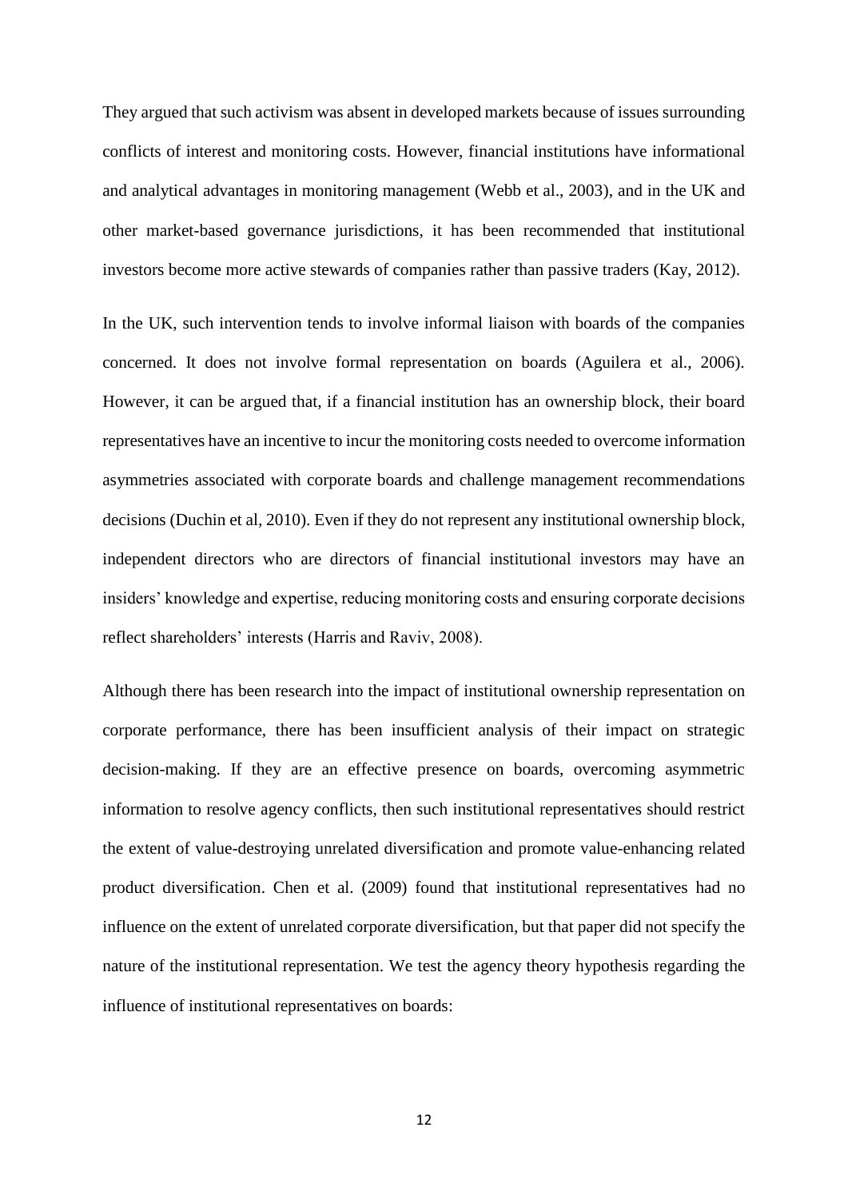They argued that such activism was absent in developed markets because of issues surrounding conflicts of interest and monitoring costs. However, financial institutions have informational and analytical advantages in monitoring management (Webb et al., 2003), and in the UK and other market-based governance jurisdictions, it has been recommended that institutional investors become more active stewards of companies rather than passive traders (Kay, 2012).

In the UK, such intervention tends to involve informal liaison with boards of the companies concerned. It does not involve formal representation on boards (Aguilera et al., 2006). However, it can be argued that, if a financial institution has an ownership block, their board representatives have an incentive to incur the monitoring costs needed to overcome information asymmetries associated with corporate boards and challenge management recommendations decisions (Duchin et al, 2010). Even if they do not represent any institutional ownership block, independent directors who are directors of financial institutional investors may have an insiders' knowledge and expertise, reducing monitoring costs and ensuring corporate decisions reflect shareholders' interests (Harris and Raviv, 2008).

Although there has been research into the impact of institutional ownership representation on corporate performance, there has been insufficient analysis of their impact on strategic decision-making. If they are an effective presence on boards, overcoming asymmetric information to resolve agency conflicts, then such institutional representatives should restrict the extent of value-destroying unrelated diversification and promote value-enhancing related product diversification. Chen et al. (2009) found that institutional representatives had no influence on the extent of unrelated corporate diversification, but that paper did not specify the nature of the institutional representation. We test the agency theory hypothesis regarding the influence of institutional representatives on boards: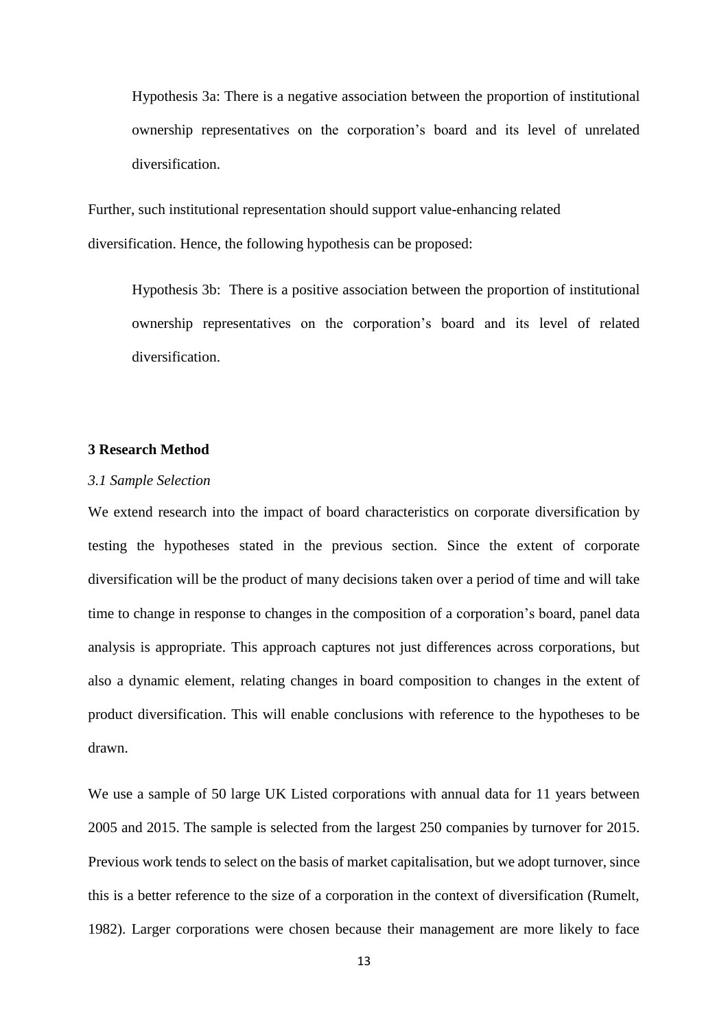> Hypothesis 3a: There is a negative association between the proportion of institutional ownership representatives on the corporation's board and its level of unrelated diversification.

Further, such institutional representation should support value-enhancing related diversification. Hence, the following hypothesis can be proposed:

> Hypothesis 3b: There is a positive association between the proportion of institutional ownership representatives on the corporation's board and its level of related diversification.

## 3 Research Method

### *3.1 Sample Selection*

We extend research into the impact of board characteristics on corporate diversification by testing the hypotheses stated in the previous section. Since the extent of corporate diversification will be the product of many decisions taken over a period of time and will take time to change in response to changes in the composition of a corporation's board, panel data analysis is appropriate. This approach captures not just differences across corporations, but also a dynamic element, relating changes in board composition to changes in the extent of product diversification. This will enable conclusions with reference to the hypotheses to be drawn.

We use a sample of 50 large UK Listed corporations with annual data for 11 years between 2005 and 2015. The sample is selected from the largest 250 companies by turnover for 2015. Previous work tends to select on the basis of market capitalisation, but we adopt turnover, since this is a better reference to the size of a corporation in the context of diversification (Rumelt, 1982). Larger corporations were chosen because their management are more likely to face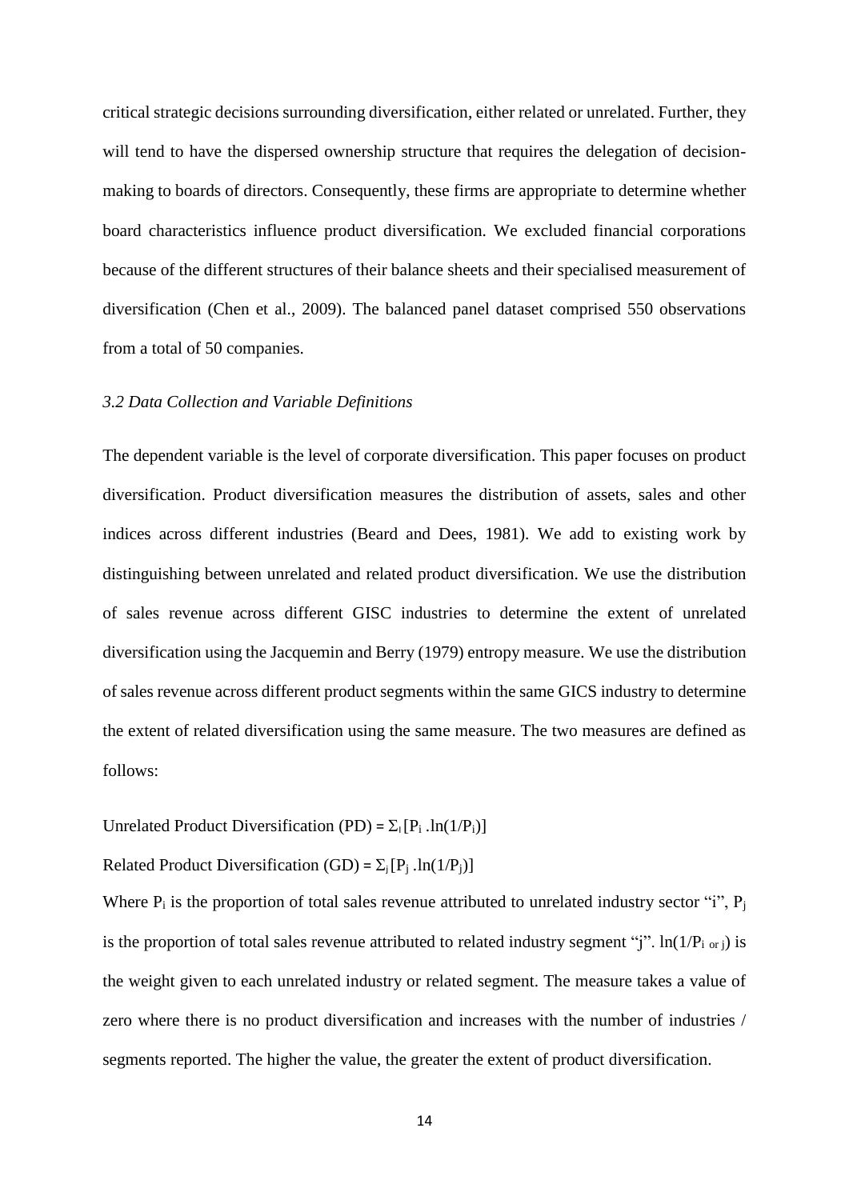critical strategic decisions surrounding diversification, either related or unrelated. Further, they will tend to have the dispersed ownership structure that requires the delegation of decision-making to boards of directors. Consequently, these firms are appropriate to determine whether board characteristics influence product diversification. We excluded financial corporations because of the different structures of their balance sheets and their specialised measurement of diversification (Chen et al., 2009). The balanced panel dataset comprised 550 observations from a total of 50 companies.

### *3.2 Data Collection and Variable Definitions*

The dependent variable is the level of corporate diversification. This paper focuses on product diversification. Product diversification measures the distribution of assets, sales and other indices across different industries (Beard and Dees, 1981). We add to existing work by distinguishing between unrelated and related product diversification. We use the distribution of sales revenue across different GISC industries to determine the extent of unrelated diversification using the Jacquemin and Berry (1979) entropy measure. We use the distribution of sales revenue across different product segments within the same GICS industry to determine the extent of related diversification using the same measure. The two measures are defined as follows:

Unrelated Product Diversification (PD) = $\Sigma_I [P_i . \ln(1/P_i)]$

Related Product Diversification (GD) = $\Sigma_j [P_j . \ln(1/P_j)]$

Where $P_i$ is the proportion of total sales revenue attributed to unrelated industry sector "i", $P_j$ is the proportion of total sales revenue attributed to related industry segment "j". $\ln(1/P_{i \text{ or } j})$ is the weight given to each unrelated industry or related segment. The measure takes a value of zero where there is no product diversification and increases with the number of industries / segments reported. The higher the value, the greater the extent of product diversification.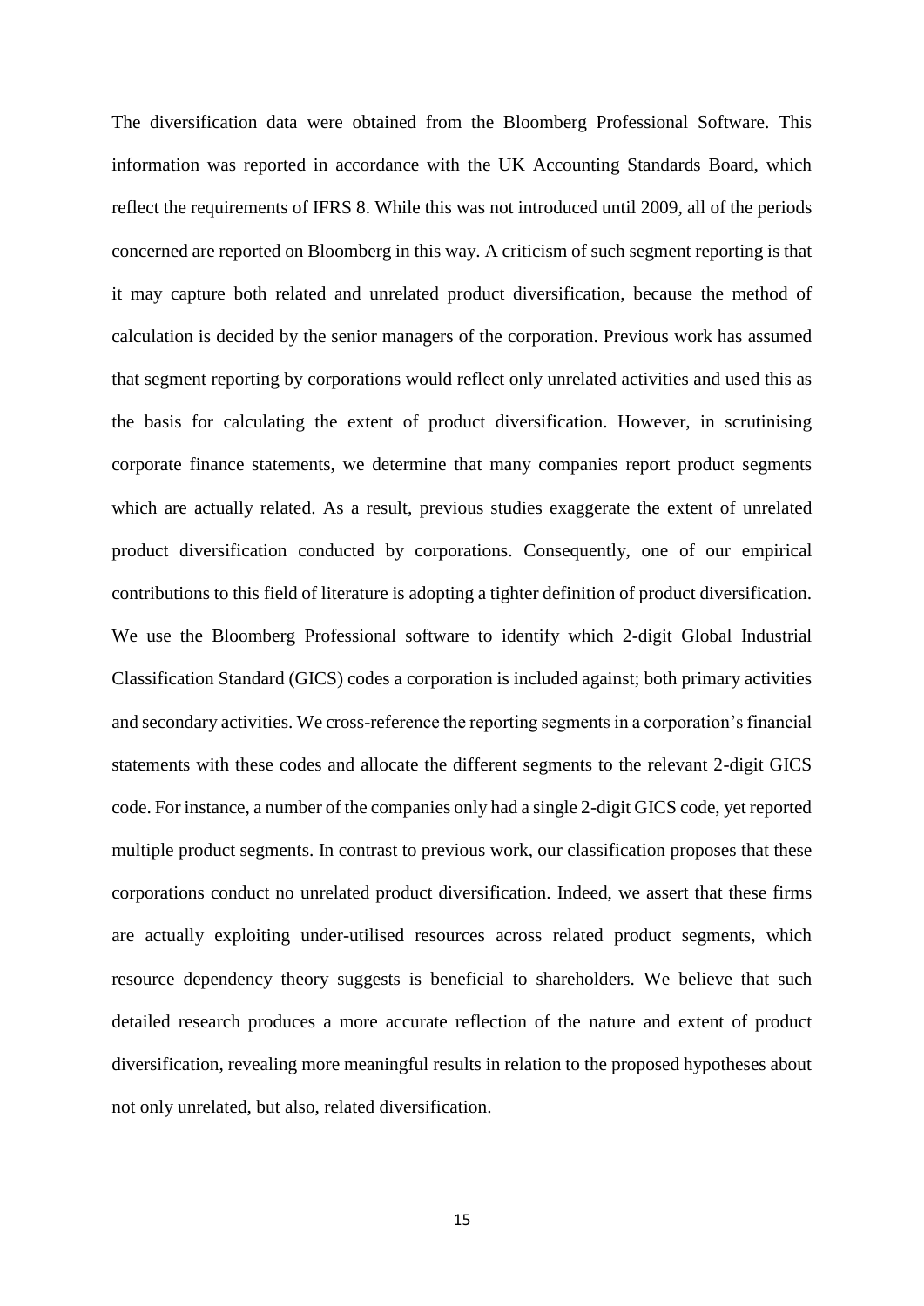The diversification data were obtained from the Bloomberg Professional Software. This information was reported in accordance with the UK Accounting Standards Board, which reflect the requirements of IFRS 8. While this was not introduced until 2009, all of the periods concerned are reported on Bloomberg in this way. A criticism of such segment reporting is that it may capture both related and unrelated product diversification, because the method of calculation is decided by the senior managers of the corporation. Previous work has assumed that segment reporting by corporations would reflect only unrelated activities and used this as the basis for calculating the extent of product diversification. However, in scrutinising corporate finance statements, we determine that many companies report product segments which are actually related. As a result, previous studies exaggerate the extent of unrelated product diversification conducted by corporations. Consequently, one of our empirical contributions to this field of literature is adopting a tighter definition of product diversification. We use the Bloomberg Professional software to identify which 2-digit Global Industrial Classification Standard (GICS) codes a corporation is included against; both primary activities and secondary activities. We cross-reference the reporting segments in a corporation's financial statements with these codes and allocate the different segments to the relevant 2-digit GICS code. For instance, a number of the companies only had a single 2-digit GICS code, yet reported multiple product segments. In contrast to previous work, our classification proposes that these corporations conduct no unrelated product diversification. Indeed, we assert that these firms are actually exploiting under-utilised resources across related product segments, which resource dependency theory suggests is beneficial to shareholders. We believe that such detailed research produces a more accurate reflection of the nature and extent of product diversification, revealing more meaningful results in relation to the proposed hypotheses about not only unrelated, but also, related diversification.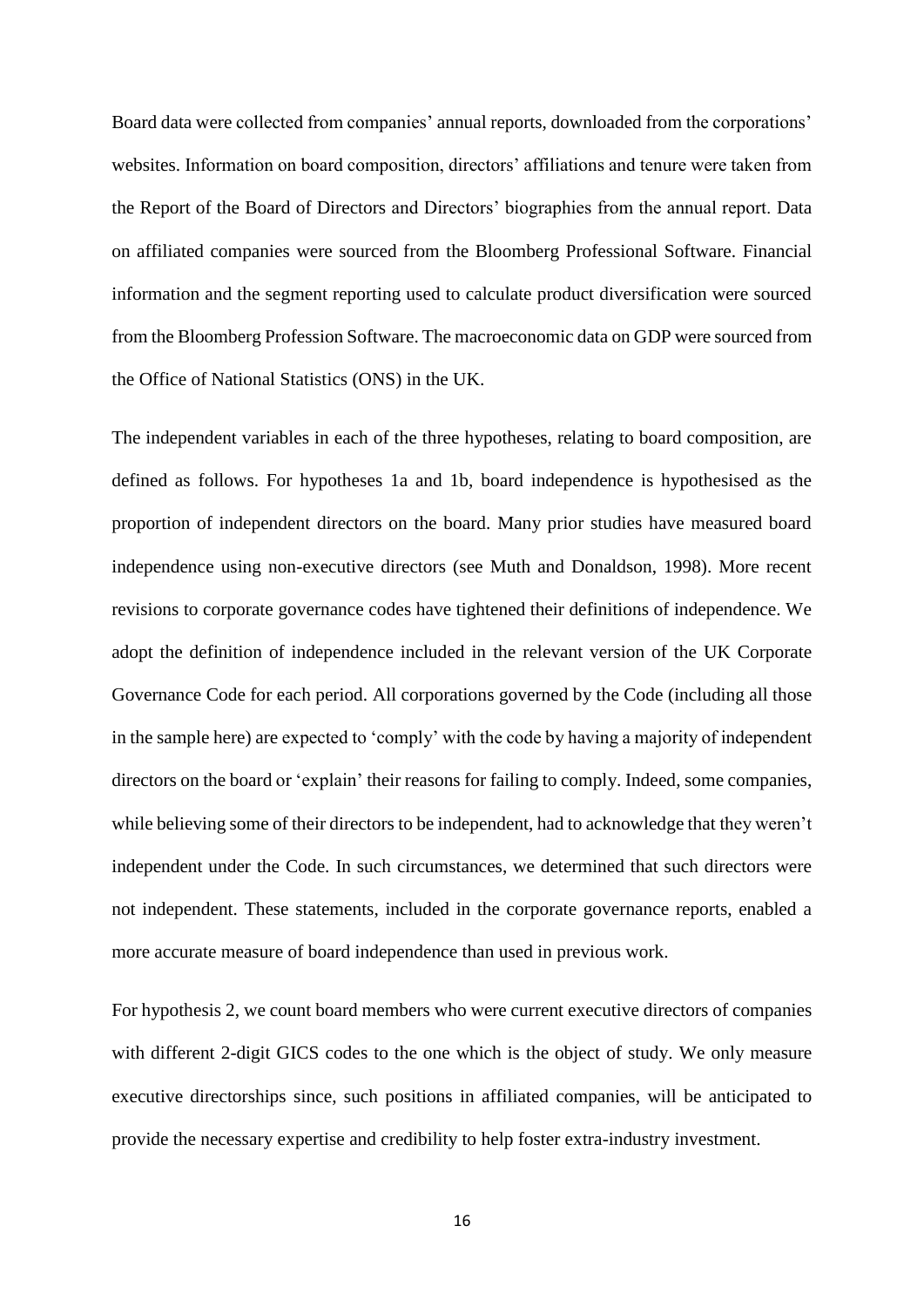Board data were collected from companies' annual reports, downloaded from the corporations' websites. Information on board composition, directors' affiliations and tenure were taken from the Report of the Board of Directors and Directors' biographies from the annual report. Data on affiliated companies were sourced from the Bloomberg Professional Software. Financial information and the segment reporting used to calculate product diversification were sourced from the Bloomberg Profession Software. The macroeconomic data on GDP were sourced from the Office of National Statistics (ONS) in the UK.

The independent variables in each of the three hypotheses, relating to board composition, are defined as follows. For hypotheses 1a and 1b, board independence is hypothesised as the proportion of independent directors on the board. Many prior studies have measured board independence using non-executive directors (see Muth and Donaldson, 1998). More recent revisions to corporate governance codes have tightened their definitions of independence. We adopt the definition of independence included in the relevant version of the UK Corporate Governance Code for each period. All corporations governed by the Code (including all those in the sample here) are expected to 'comply' with the code by having a majority of independent directors on the board or 'explain' their reasons for failing to comply. Indeed, some companies, while believing some of their directors to be independent, had to acknowledge that they weren't independent under the Code. In such circumstances, we determined that such directors were not independent. These statements, included in the corporate governance reports, enabled a more accurate measure of board independence than used in previous work.

For hypothesis 2, we count board members who were current executive directors of companies with different 2-digit GICS codes to the one which is the object of study. We only measure executive directorships since, such positions in affiliated companies, will be anticipated to provide the necessary expertise and credibility to help foster extra-industry investment.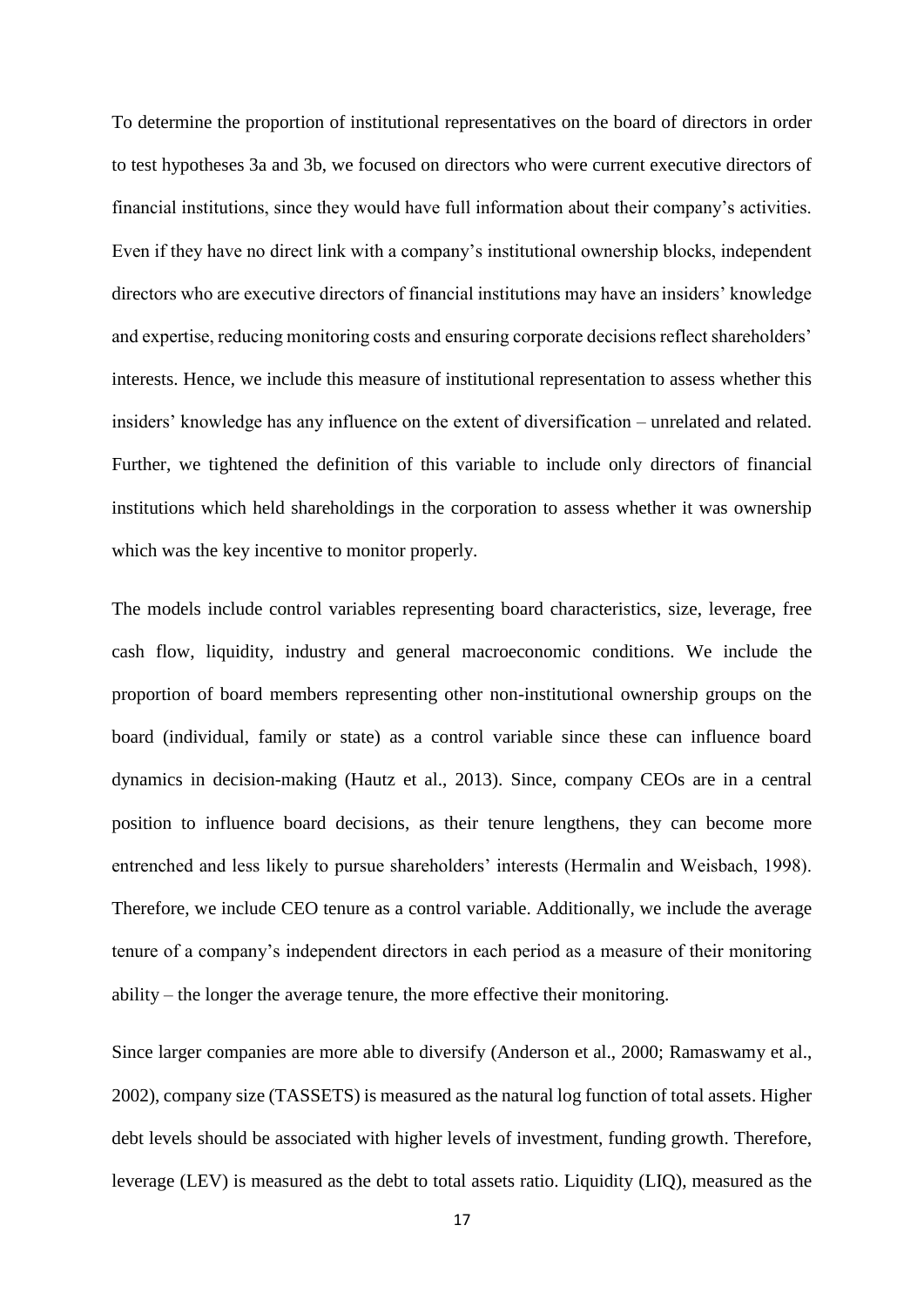To determine the proportion of institutional representatives on the board of directors in order to test hypotheses 3a and 3b, we focused on directors who were current executive directors of financial institutions, since they would have full information about their company's activities. Even if they have no direct link with a company's institutional ownership blocks, independent directors who are executive directors of financial institutions may have an insiders' knowledge and expertise, reducing monitoring costs and ensuring corporate decisions reflect shareholders' interests. Hence, we include this measure of institutional representation to assess whether this insiders' knowledge has any influence on the extent of diversification – unrelated and related. Further, we tightened the definition of this variable to include only directors of financial institutions which held shareholdings in the corporation to assess whether it was ownership which was the key incentive to monitor properly.

The models include control variables representing board characteristics, size, leverage, free cash flow, liquidity, industry and general macroeconomic conditions. We include the proportion of board members representing other non-institutional ownership groups on the board (individual, family or state) as a control variable since these can influence board dynamics in decision-making (Hautz et al., 2013). Since, company CEOs are in a central position to influence board decisions, as their tenure lengthens, they can become more entrenched and less likely to pursue shareholders' interests (Hermalin and Weisbach, 1998). Therefore, we include CEO tenure as a control variable. Additionally, we include the average tenure of a company's independent directors in each period as a measure of their monitoring ability – the longer the average tenure, the more effective their monitoring.

Since larger companies are more able to diversify (Anderson et al., 2000; Ramaswamy et al., 2002), company size (TASSETS) is measured as the natural log function of total assets. Higher debt levels should be associated with higher levels of investment, funding growth. Therefore, leverage (LEV) is measured as the debt to total assets ratio. Liquidity (LIQ), measured as the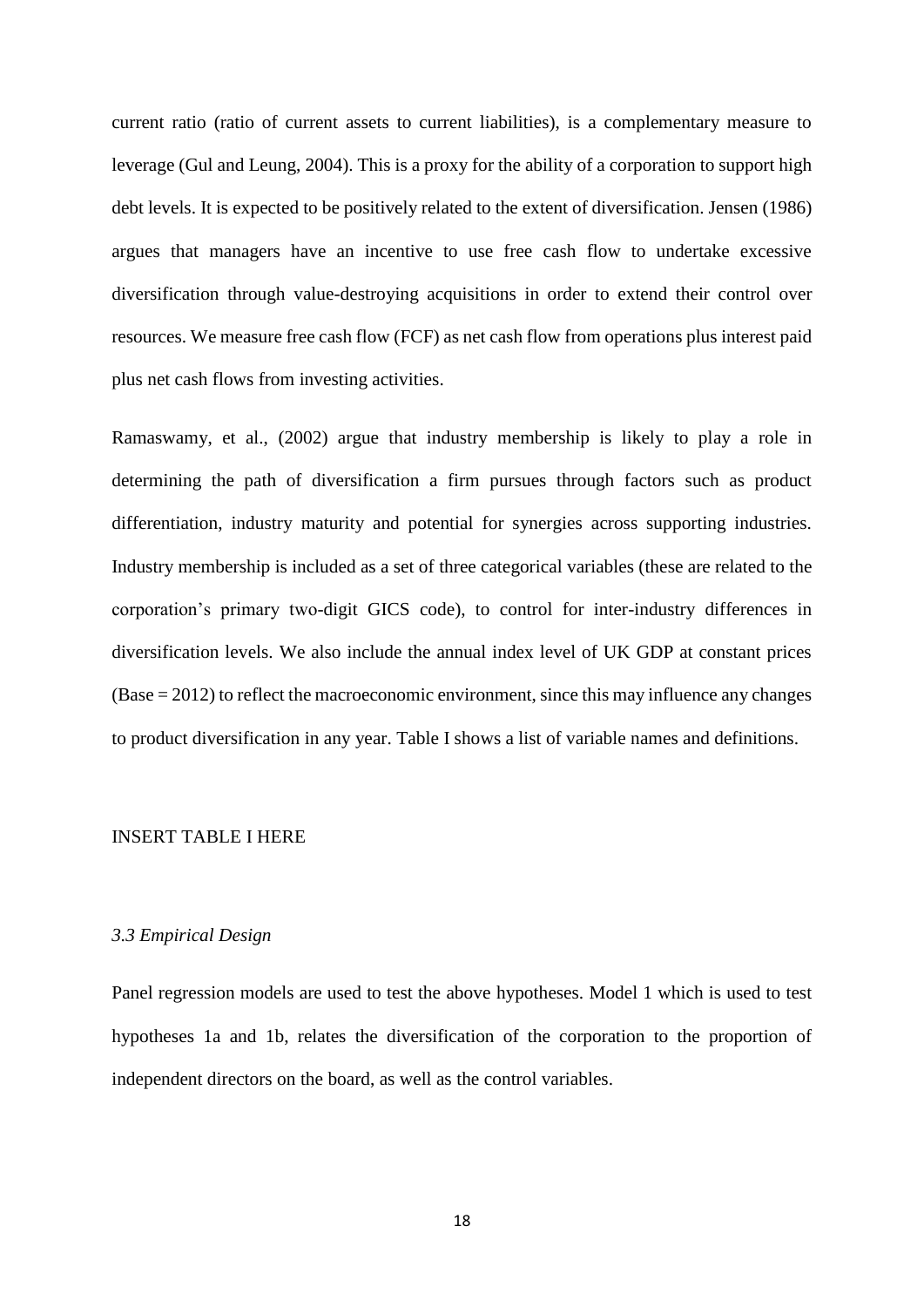current ratio (ratio of current assets to current liabilities), is a complementary measure to leverage (Gul and Leung, 2004). This is a proxy for the ability of a corporation to support high debt levels. It is expected to be positively related to the extent of diversification. Jensen (1986) argues that managers have an incentive to use free cash flow to undertake excessive diversification through value-destroying acquisitions in order to extend their control over resources. We measure free cash flow (FCF) as net cash flow from operations plus interest paid plus net cash flows from investing activities.

Ramaswamy, et al., (2002) argue that industry membership is likely to play a role in determining the path of diversification a firm pursues through factors such as product differentiation, industry maturity and potential for synergies across supporting industries. Industry membership is included as a set of three categorical variables (these are related to the corporation's primary two-digit GICS code), to control for inter-industry differences in diversification levels. We also include the annual index level of UK GDP at constant prices (Base = 2012) to reflect the macroeconomic environment, since this may influence any changes to product diversification in any year. Table I shows a list of variable names and definitions.

INSERT TABLE I HERE

### *3.3 Empirical Design*

Panel regression models are used to test the above hypotheses. Model 1 which is used to test hypotheses 1a and 1b, relates the diversification of the corporation to the proportion of independent directors on the board, as well as the control variables.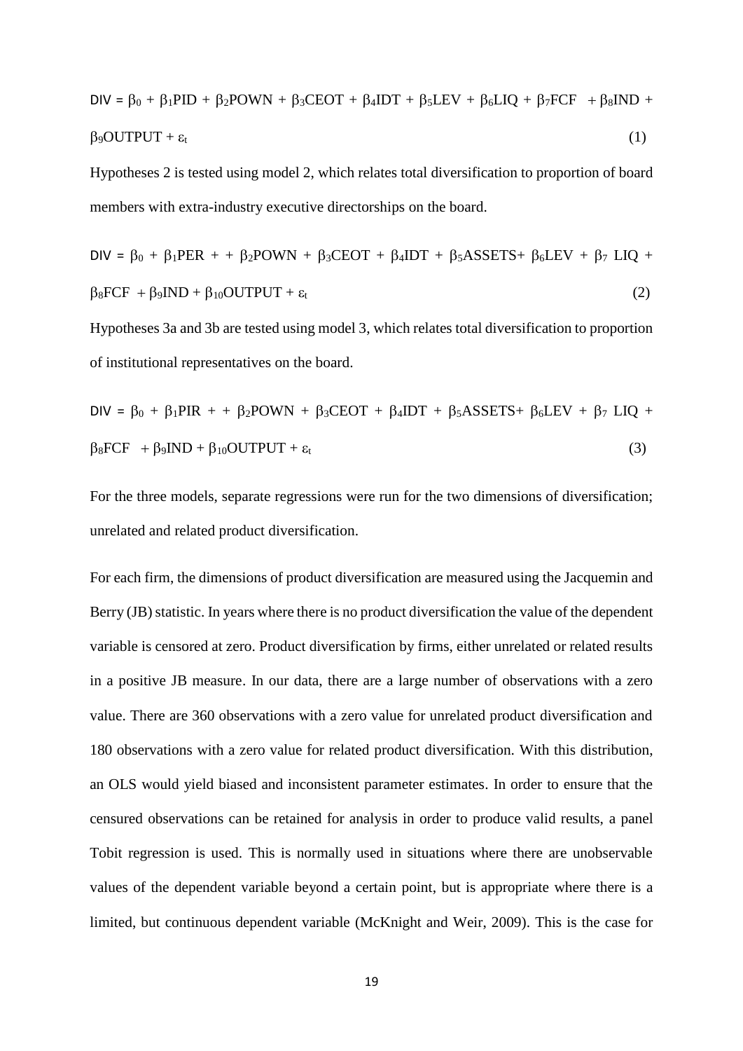$$DIV = \beta_0 + \beta_1 PID + \beta_2 POWN + \beta_3 CEOT + \beta_4 IDT + \beta_5 LEV + \beta_6 LIQ + \beta_7 FCF + \beta_8 IND + \beta_9 OUTPUT + \varepsilon_t \quad (1)$$

Hypotheses 2 is tested using model 2, which relates total diversification to proportion of board members with extra-industry executive directorships on the board.

$$DIV = \beta_0 + \beta_1 PER + + \beta_2 POWN + \beta_3 CEOT + \beta_4 IDT + \beta_5 ASSETS + \beta_6 LEV + \beta_7 LIQ + \beta_8 FCF + \beta_9 IND + \beta_{10} OUTPUT + \varepsilon_t \quad (2)$$

Hypotheses 3a and 3b are tested using model 3, which relates total diversification to proportion of institutional representatives on the board.

$$DIV = \beta_0 + \beta_1 PIR + + \beta_2 POWN + \beta_3 CEOT + \beta_4 IDT + \beta_5 ASSETS + \beta_6 LEV + \beta_7 LIQ + \beta_8 FCF + \beta_9 IND + \beta_{10} OUTPUT + \varepsilon_t \quad (3)$$

For the three models, separate regressions were run for the two dimensions of diversification; unrelated and related product diversification.

For each firm, the dimensions of product diversification are measured using the Jacquemin and Berry (JB) statistic. In years where there is no product diversification the value of the dependent variable is censored at zero. Product diversification by firms, either unrelated or related results in a positive JB measure. In our data, there are a large number of observations with a zero value. There are 360 observations with a zero value for unrelated product diversification and 180 observations with a zero value for related product diversification. With this distribution, an OLS would yield biased and inconsistent parameter estimates. In order to ensure that the censured observations can be retained for analysis in order to produce valid results, a panel Tobit regression is used. This is normally used in situations where there are unobservable values of the dependent variable beyond a certain point, but is appropriate where there is a limited, but continuous dependent variable (McKnight and Weir, 2009). This is the case for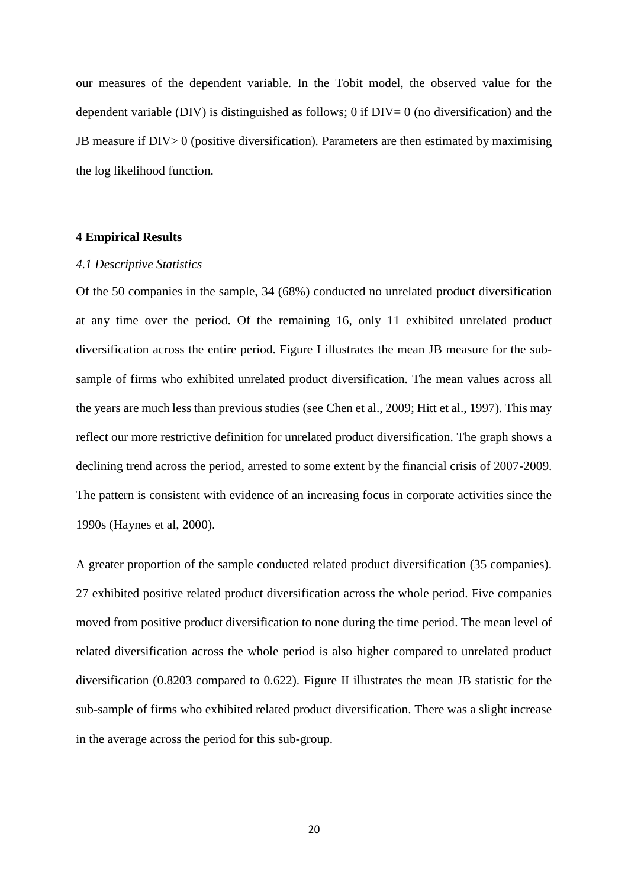our measures of the dependent variable. In the Tobit model, the observed value for the dependent variable (DIV) is distinguished as follows; 0 if DIV= 0 (no diversification) and the JB measure if DIV> 0 (positive diversification). Parameters are then estimated by maximising the log likelihood function.

## 4 Empirical Results

### *4.1 Descriptive Statistics*

Of the 50 companies in the sample, 34 (68%) conducted no unrelated product diversification at any time over the period. Of the remaining 16, only 11 exhibited unrelated product diversification across the entire period. Figure I illustrates the mean JB measure for the sub-sample of firms who exhibited unrelated product diversification. The mean values across all the years are much less than previous studies (see Chen et al., 2009; Hitt et al., 1997). This may reflect our more restrictive definition for unrelated product diversification. The graph shows a declining trend across the period, arrested to some extent by the financial crisis of 2007-2009. The pattern is consistent with evidence of an increasing focus in corporate activities since the 1990s (Haynes et al, 2000).

A greater proportion of the sample conducted related product diversification (35 companies). 27 exhibited positive related product diversification across the whole period. Five companies moved from positive product diversification to none during the time period. The mean level of related diversification across the whole period is also higher compared to unrelated product diversification (0.8203 compared to 0.622). Figure II illustrates the mean JB statistic for the sub-sample of firms who exhibited related product diversification. There was a slight increase in the average across the period for this sub-group.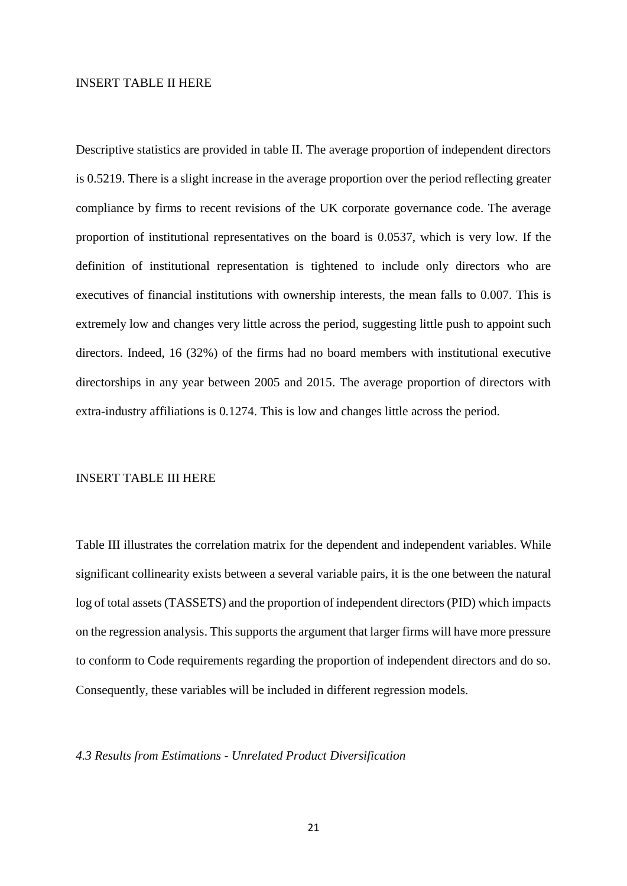INSERT TABLE II HERE

Descriptive statistics are provided in table II. The average proportion of independent directors is 0.5219. There is a slight increase in the average proportion over the period reflecting greater compliance by firms to recent revisions of the UK corporate governance code. The average proportion of institutional representatives on the board is 0.0537, which is very low. If the definition of institutional representation is tightened to include only directors who are executives of financial institutions with ownership interests, the mean falls to 0.007. This is extremely low and changes very little across the period, suggesting little push to appoint such directors. Indeed, 16 (32%) of the firms had no board members with institutional executive directorships in any year between 2005 and 2015. The average proportion of directors with extra-industry affiliations is 0.1274. This is low and changes little across the period.

INSERT TABLE III HERE

Table III illustrates the correlation matrix for the dependent and independent variables. While significant collinearity exists between a several variable pairs, it is the one between the natural log of total assets (TASSETS) and the proportion of independent directors (PID) which impacts on the regression analysis. This supports the argument that larger firms will have more pressure to conform to Code requirements regarding the proportion of independent directors and do so. Consequently, these variables will be included in different regression models.

*4.3 Results from Estimations - Unrelated Product Diversification*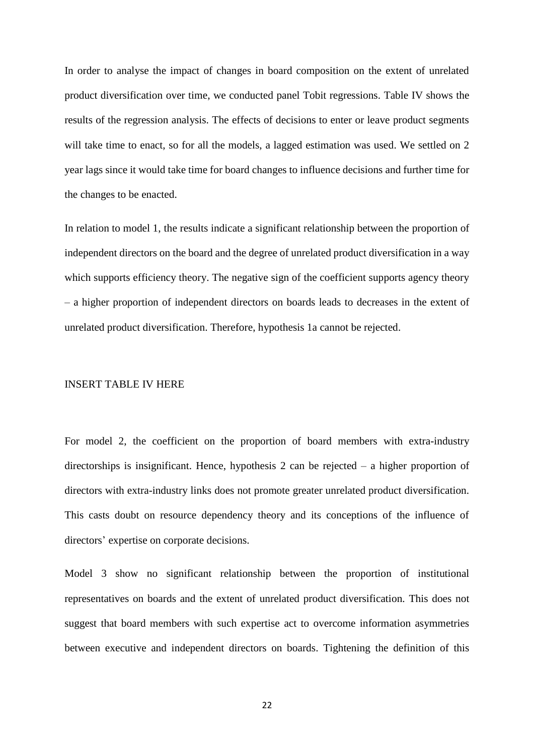In order to analyse the impact of changes in board composition on the extent of unrelated product diversification over time, we conducted panel Tobit regressions. Table IV shows the results of the regression analysis. The effects of decisions to enter or leave product segments will take time to enact, so for all the models, a lagged estimation was used. We settled on 2 year lags since it would take time for board changes to influence decisions and further time for the changes to be enacted.

In relation to model 1, the results indicate a significant relationship between the proportion of independent directors on the board and the degree of unrelated product diversification in a way which supports efficiency theory. The negative sign of the coefficient supports agency theory – a higher proportion of independent directors on boards leads to decreases in the extent of unrelated product diversification. Therefore, hypothesis 1a cannot be rejected.

INSERT TABLE IV HERE

For model 2, the coefficient on the proportion of board members with extra-industry directorships is insignificant. Hence, hypothesis 2 can be rejected – a higher proportion of directors with extra-industry links does not promote greater unrelated product diversification. This casts doubt on resource dependency theory and its conceptions of the influence of directors' expertise on corporate decisions.

Model 3 show no significant relationship between the proportion of institutional representatives on boards and the extent of unrelated product diversification. This does not suggest that board members with such expertise act to overcome information asymmetries between executive and independent directors on boards. Tightening the definition of this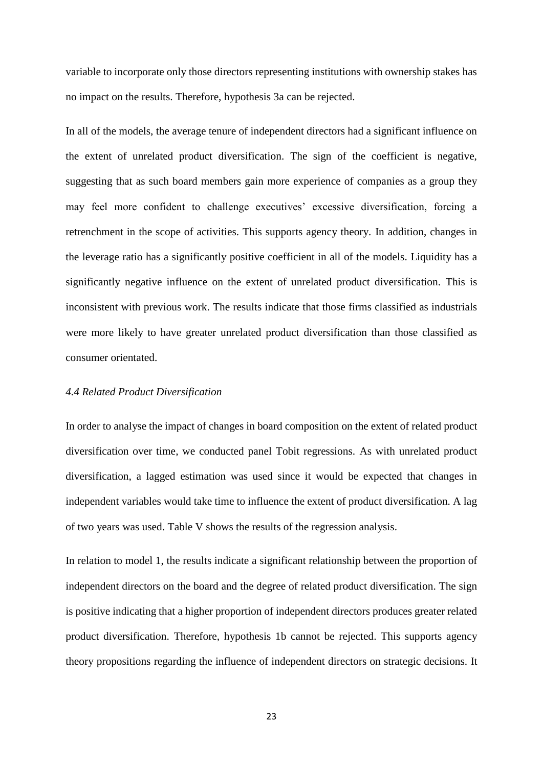variable to incorporate only those directors representing institutions with ownership stakes has no impact on the results. Therefore, hypothesis 3a can be rejected.

In all of the models, the average tenure of independent directors had a significant influence on the extent of unrelated product diversification. The sign of the coefficient is negative, suggesting that as such board members gain more experience of companies as a group they may feel more confident to challenge executives' excessive diversification, forcing a retrenchment in the scope of activities. This supports agency theory. In addition, changes in the leverage ratio has a significantly positive coefficient in all of the models. Liquidity has a significantly negative influence on the extent of unrelated product diversification. This is inconsistent with previous work. The results indicate that those firms classified as industrials were more likely to have greater unrelated product diversification than those classified as consumer orientated.

### *4.4 Related Product Diversification*

In order to analyse the impact of changes in board composition on the extent of related product diversification over time, we conducted panel Tobit regressions. As with unrelated product diversification, a lagged estimation was used since it would be expected that changes in independent variables would take time to influence the extent of product diversification. A lag of two years was used. Table V shows the results of the regression analysis.

In relation to model 1, the results indicate a significant relationship between the proportion of independent directors on the board and the degree of related product diversification. The sign is positive indicating that a higher proportion of independent directors produces greater related product diversification. Therefore, hypothesis 1b cannot be rejected. This supports agency theory propositions regarding the influence of independent directors on strategic decisions. It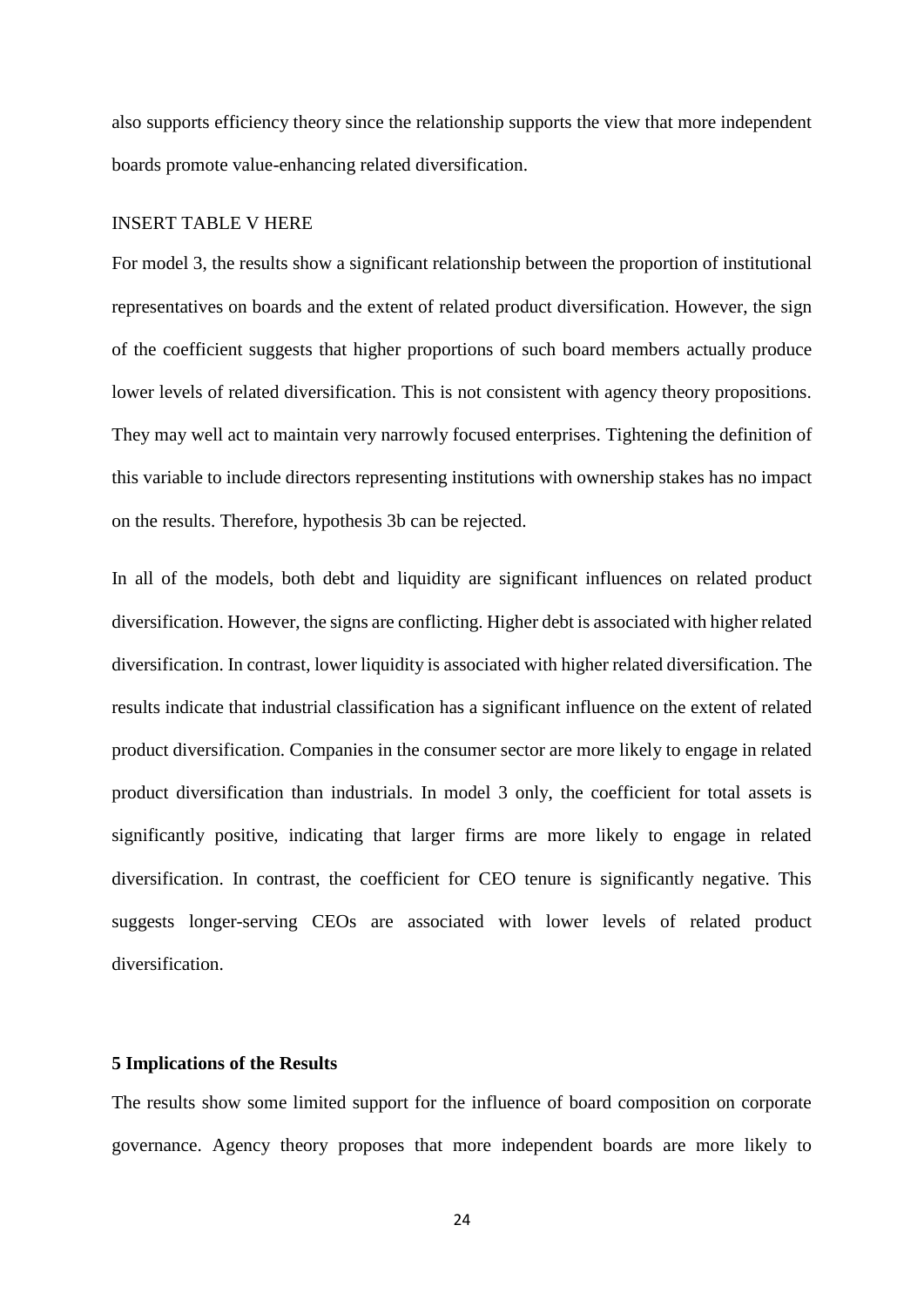also supports efficiency theory since the relationship supports the view that more independent boards promote value-enhancing related diversification.

INSERT TABLE V HERE

For model 3, the results show a significant relationship between the proportion of institutional representatives on boards and the extent of related product diversification. However, the sign of the coefficient suggests that higher proportions of such board members actually produce lower levels of related diversification. This is not consistent with agency theory propositions. They may well act to maintain very narrowly focused enterprises. Tightening the definition of this variable to include directors representing institutions with ownership stakes has no impact on the results. Therefore, hypothesis 3b can be rejected.

In all of the models, both debt and liquidity are significant influences on related product diversification. However, the signs are conflicting. Higher debt is associated with higher related diversification. In contrast, lower liquidity is associated with higher related diversification. The results indicate that industrial classification has a significant influence on the extent of related product diversification. Companies in the consumer sector are more likely to engage in related product diversification than industrials. In model 3 only, the coefficient for total assets is significantly positive, indicating that larger firms are more likely to engage in related diversification. In contrast, the coefficient for CEO tenure is significantly negative. This suggests longer-serving CEOs are associated with lower levels of related product diversification.

## 5 Implications of the Results

The results show some limited support for the influence of board composition on corporate governance. Agency theory proposes that more independent boards are more likely to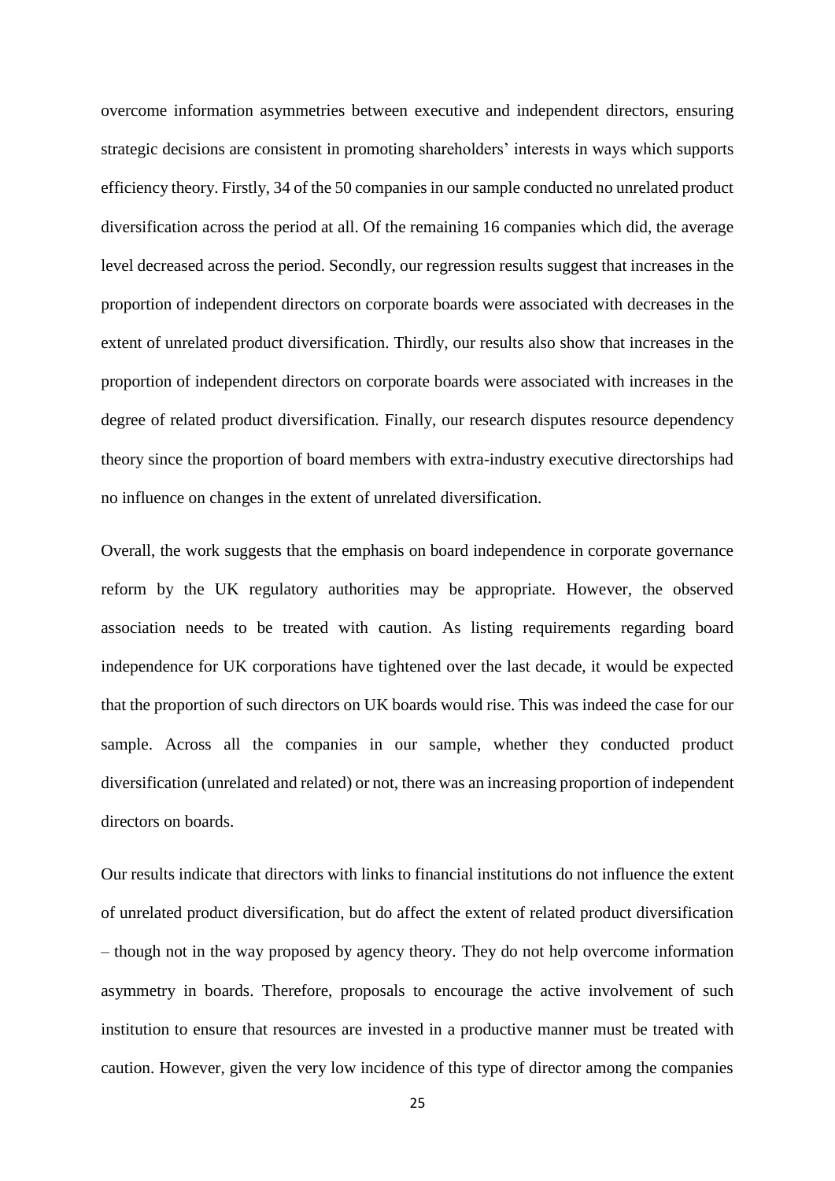overcome information asymmetries between executive and independent directors, ensuring strategic decisions are consistent in promoting shareholders' interests in ways which supports efficiency theory. Firstly, 34 of the 50 companies in our sample conducted no unrelated product diversification across the period at all. Of the remaining 16 companies which did, the average level decreased across the period. Secondly, our regression results suggest that increases in the proportion of independent directors on corporate boards were associated with decreases in the extent of unrelated product diversification. Thirdly, our results also show that increases in the proportion of independent directors on corporate boards were associated with increases in the degree of related product diversification. Finally, our research disputes resource dependency theory since the proportion of board members with extra-industry executive directorships had no influence on changes in the extent of unrelated diversification.

Overall, the work suggests that the emphasis on board independence in corporate governance reform by the UK regulatory authorities may be appropriate. However, the observed association needs to be treated with caution. As listing requirements regarding board independence for UK corporations have tightened over the last decade, it would be expected that the proportion of such directors on UK boards would rise. This was indeed the case for our sample. Across all the companies in our sample, whether they conducted product diversification (unrelated and related) or not, there was an increasing proportion of independent directors on boards.

Our results indicate that directors with links to financial institutions do not influence the extent of unrelated product diversification, but do affect the extent of related product diversification – though not in the way proposed by agency theory. They do not help overcome information asymmetry in boards. Therefore, proposals to encourage the active involvement of such institution to ensure that resources are invested in a productive manner must be treated with caution. However, given the very low incidence of this type of director among the companies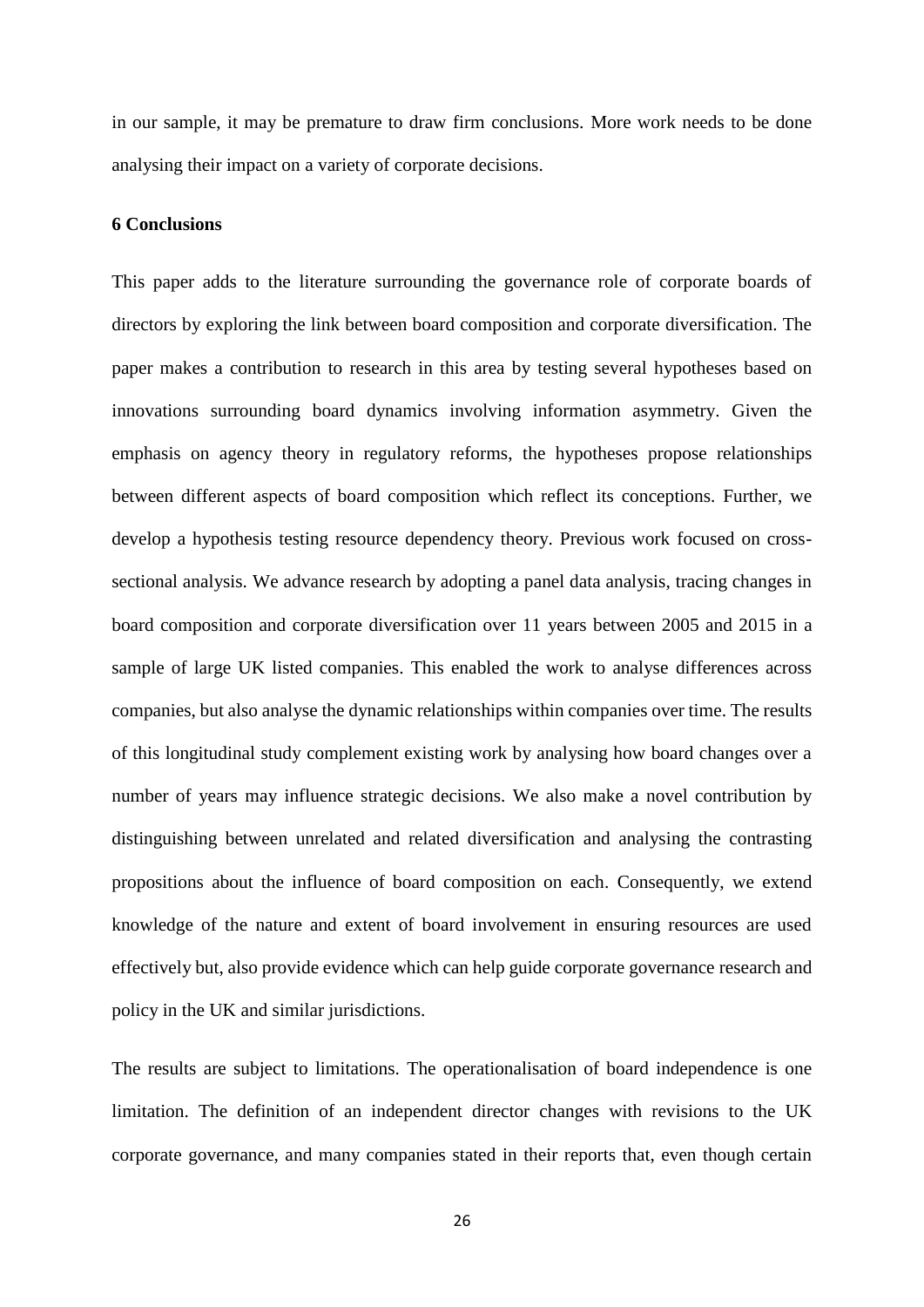in our sample, it may be premature to draw firm conclusions. More work needs to be done analysing their impact on a variety of corporate decisions.

## 6 Conclusions

This paper adds to the literature surrounding the governance role of corporate boards of directors by exploring the link between board composition and corporate diversification. The paper makes a contribution to research in this area by testing several hypotheses based on innovations surrounding board dynamics involving information asymmetry. Given the emphasis on agency theory in regulatory reforms, the hypotheses propose relationships between different aspects of board composition which reflect its conceptions. Further, we develop a hypothesis testing resource dependency theory. Previous work focused on cross-sectional analysis. We advance research by adopting a panel data analysis, tracing changes in board composition and corporate diversification over 11 years between 2005 and 2015 in a sample of large UK listed companies. This enabled the work to analyse differences across companies, but also analyse the dynamic relationships within companies over time. The results of this longitudinal study complement existing work by analysing how board changes over a number of years may influence strategic decisions. We also make a novel contribution by distinguishing between unrelated and related diversification and analysing the contrasting propositions about the influence of board composition on each. Consequently, we extend knowledge of the nature and extent of board involvement in ensuring resources are used effectively but, also provide evidence which can help guide corporate governance research and policy in the UK and similar jurisdictions.

The results are subject to limitations. The operationalisation of board independence is one limitation. The definition of an independent director changes with revisions to the UK corporate governance, and many companies stated in their reports that, even though certain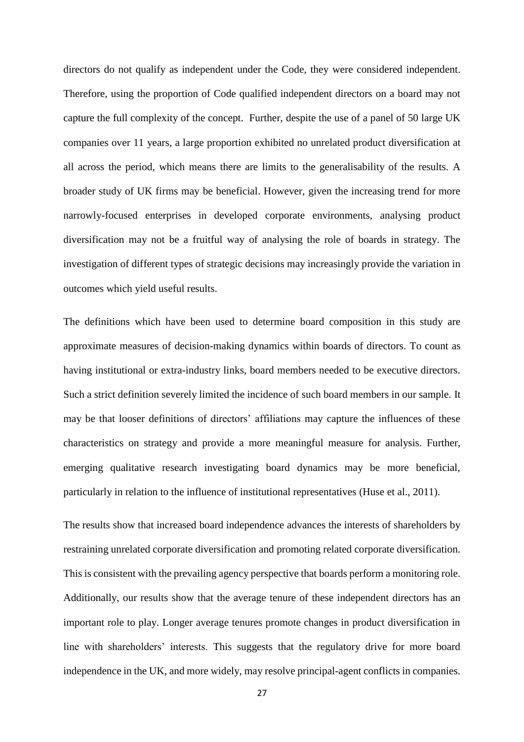directors do not qualify as independent under the Code, they were considered independent. Therefore, using the proportion of Code qualified independent directors on a board may not capture the full complexity of the concept. Further, despite the use of a panel of 50 large UK companies over 11 years, a large proportion exhibited no unrelated product diversification at all across the period, which means there are limits to the generalisability of the results. A broader study of UK firms may be beneficial. However, given the increasing trend for more narrowly-focused enterprises in developed corporate environments, analysing product diversification may not be a fruitful way of analysing the role of boards in strategy. The investigation of different types of strategic decisions may increasingly provide the variation in outcomes which yield useful results.

The definitions which have been used to determine board composition in this study are approximate measures of decision-making dynamics within boards of directors. To count as having institutional or extra-industry links, board members needed to be executive directors. Such a strict definition severely limited the incidence of such board members in our sample. It may be that looser definitions of directors' affiliations may capture the influences of these characteristics on strategy and provide a more meaningful measure for analysis. Further, emerging qualitative research investigating board dynamics may be more beneficial, particularly in relation to the influence of institutional representatives (Huse et al., 2011).

The results show that increased board independence advances the interests of shareholders by restraining unrelated corporate diversification and promoting related corporate diversification. This is consistent with the prevailing agency perspective that boards perform a monitoring role. Additionally, our results show that the average tenure of these independent directors has an important role to play. Longer average tenures promote changes in product diversification in line with shareholders' interests. This suggests that the regulatory drive for more board independence in the UK, and more widely, may resolve principal-agent conflicts in companies.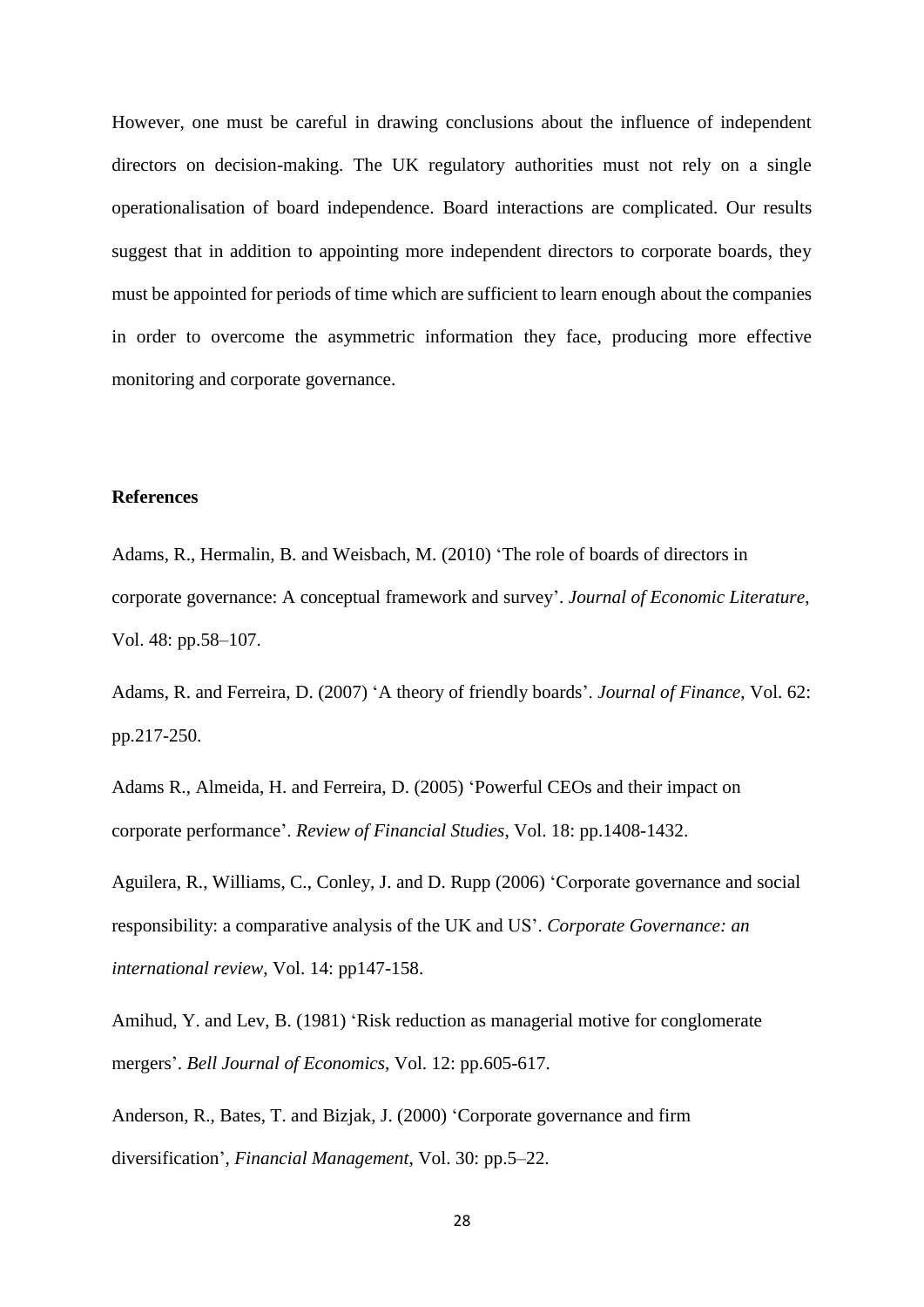However, one must be careful in drawing conclusions about the influence of independent directors on decision-making. The UK regulatory authorities must not rely on a single operationalisation of board independence. Board interactions are complicated. Our results suggest that in addition to appointing more independent directors to corporate boards, they must be appointed for periods of time which are sufficient to learn enough about the companies in order to overcome the asymmetric information they face, producing more effective monitoring and corporate governance.

**References**

Adams, R., Hermalin, B. and Weisbach, M. (2010) 'The role of boards of directors in corporate governance: A conceptual framework and survey'. *Journal of Economic Literature*, Vol. 48: pp.58–107.

Adams, R. and Ferreira, D. (2007) 'A theory of friendly boards'. *Journal of Finance*, Vol. 62: pp.217-250.

Adams R., Almeida, H. and Ferreira, D. (2005) 'Powerful CEOs and their impact on corporate performance'. *Review of Financial Studies*, Vol. 18: pp.1408-1432.

Aguilera, R., Williams, C., Conley, J. and D. Rupp (2006) 'Corporate governance and social responsibility: a comparative analysis of the UK and US'. *Corporate Governance: an international review*, Vol. 14: pp147-158.

Amihud, Y. and Lev, B. (1981) 'Risk reduction as managerial motive for conglomerate mergers'. *Bell Journal of Economics*, Vol. 12: pp.605-617.

Anderson, R., Bates, T. and Bizjak, J. (2000) 'Corporate governance and firm diversification', *Financial Management*, Vol. 30: pp.5–22.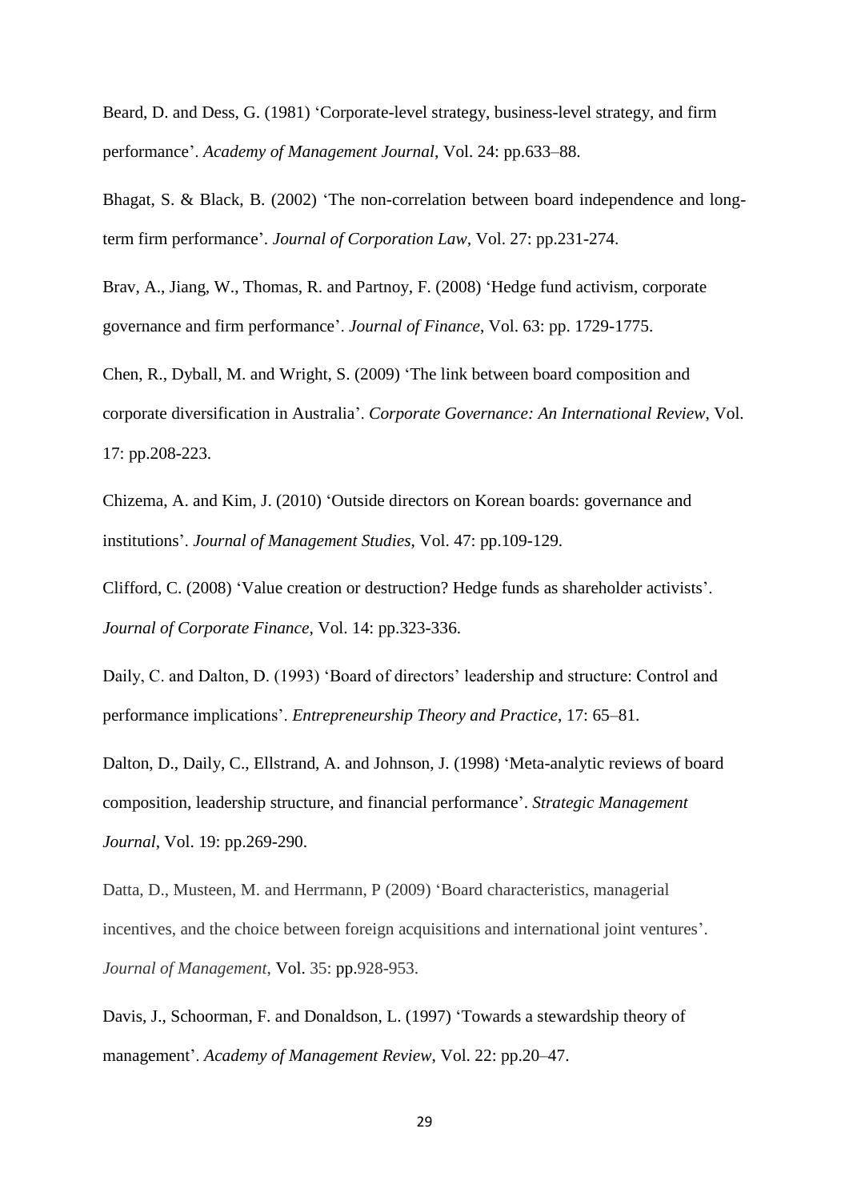Beard, D. and Dess, G. (1981) 'Corporate-level strategy, business-level strategy, and firm performance'. *Academy of Management Journal*, Vol. 24: pp.633–88.

Bhagat, S. & Black, B. (2002) 'The non-correlation between board independence and long-term firm performance'. *Journal of Corporation Law*, Vol. 27: pp.231-274.

Brav, A., Jiang, W., Thomas, R. and Partnoy, F. (2008) 'Hedge fund activism, corporate governance and firm performance'. *Journal of Finance*, Vol. 63: pp. 1729-1775.

Chen, R., Dyball, M. and Wright, S. (2009) 'The link between board composition and corporate diversification in Australia'. *Corporate Governance: An International Review*, Vol. 17: pp.208-223.

Chizema, A. and Kim, J. (2010) 'Outside directors on Korean boards: governance and institutions'. *Journal of Management Studies*, Vol. 47: pp.109-129.

Clifford, C. (2008) 'Value creation or destruction? Hedge funds as shareholder activists'. *Journal of Corporate Finance*, Vol. 14: pp.323-336.

Daily, C. and Dalton, D. (1993) 'Board of directors' leadership and structure: Control and performance implications'. *Entrepreneurship Theory and Practice*, 17: 65–81.

Dalton, D., Daily, C., Ellstrand, A. and Johnson, J. (1998) 'Meta-analytic reviews of board composition, leadership structure, and financial performance'. *Strategic Management Journal*, Vol. 19: pp.269-290.

Datta, D., Musteen, M. and Herrmann, P (2009) 'Board characteristics, managerial incentives, and the choice between foreign acquisitions and international joint ventures'. *Journal of Management*, Vol. 35: pp.928-953.

Davis, J., Schoorman, F. and Donaldson, L. (1997) 'Towards a stewardship theory of management'. *Academy of Management Review*, Vol. 22: pp.20–47.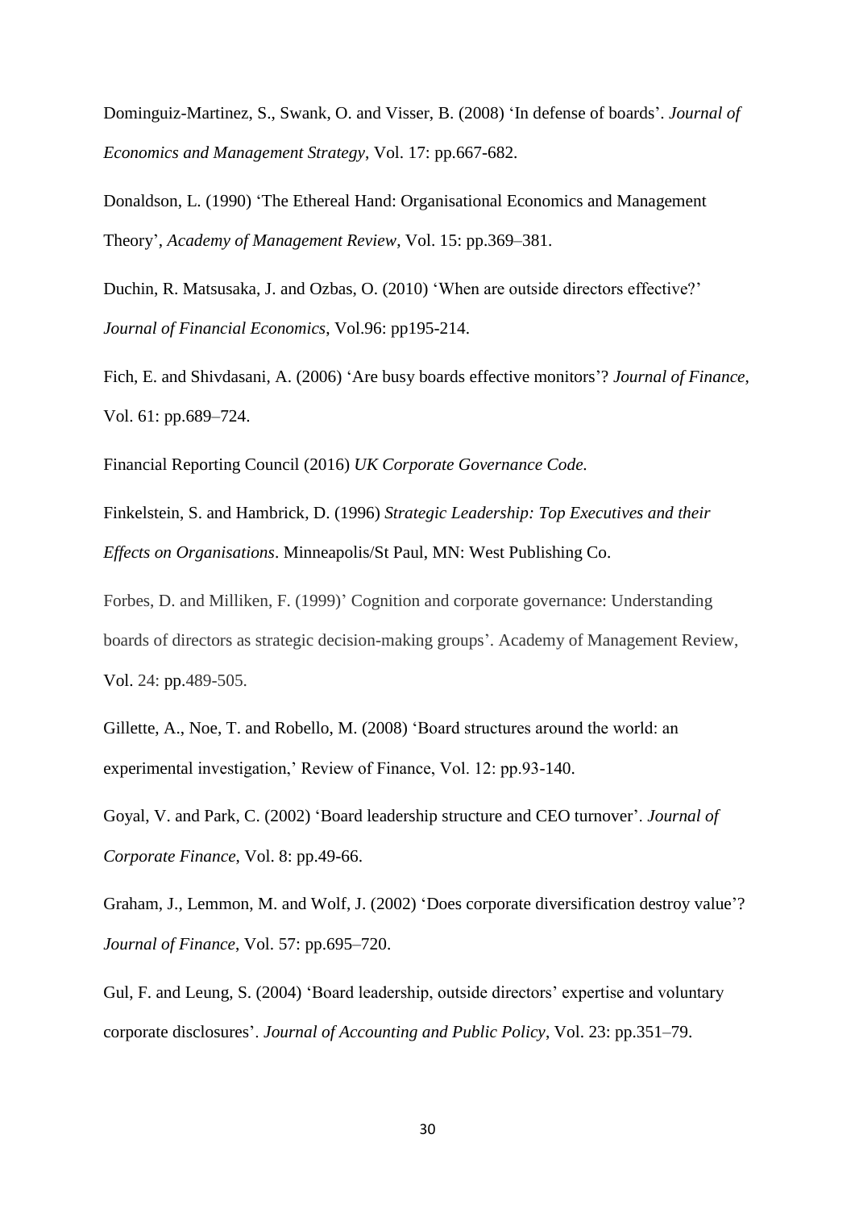Dominguiz-Martinez, S., Swank, O. and Visser, B. (2008) 'In defense of boards'. *Journal of Economics and Management Strategy*, Vol. 17: pp.667-682.

Donaldson, L. (1990) 'The Ethereal Hand: Organisational Economics and Management Theory', *Academy of Management Review*, Vol. 15: pp.369–381.

Duchin, R. Matsusaka, J. and Ozbas, O. (2010) 'When are outside directors effective?' *Journal of Financial Economics*, Vol.96: pp195-214.

Fich, E. and Shivdasani, A. (2006) 'Are busy boards effective monitors'? *Journal of Finance*, Vol. 61: pp.689–724.

Financial Reporting Council (2016) *UK Corporate Governance Code.*

Finkelstein, S. and Hambrick, D. (1996) *Strategic Leadership: Top Executives and their Effects on Organisations*. Minneapolis/St Paul, MN: West Publishing Co.

Forbes, D. and Milliken, F. (1999)' Cognition and corporate governance: Understanding boards of directors as strategic decision-making groups'. Academy of Management Review, Vol. 24: pp.489-505.

Gillette, A., Noe, T. and Robello, M. (2008) 'Board structures around the world: an experimental investigation,' Review of Finance, Vol. 12: pp.93-140.

Goyal, V. and Park, C. (2002) 'Board leadership structure and CEO turnover'. *Journal of Corporate Finance*, Vol. 8: pp.49-66.

Graham, J., Lemmon, M. and Wolf, J. (2002) 'Does corporate diversification destroy value'? *Journal of Finance*, Vol. 57: pp.695–720.

Gul, F. and Leung, S. (2004) 'Board leadership, outside directors' expertise and voluntary corporate disclosures'. *Journal of Accounting and Public Policy*, Vol. 23: pp.351–79.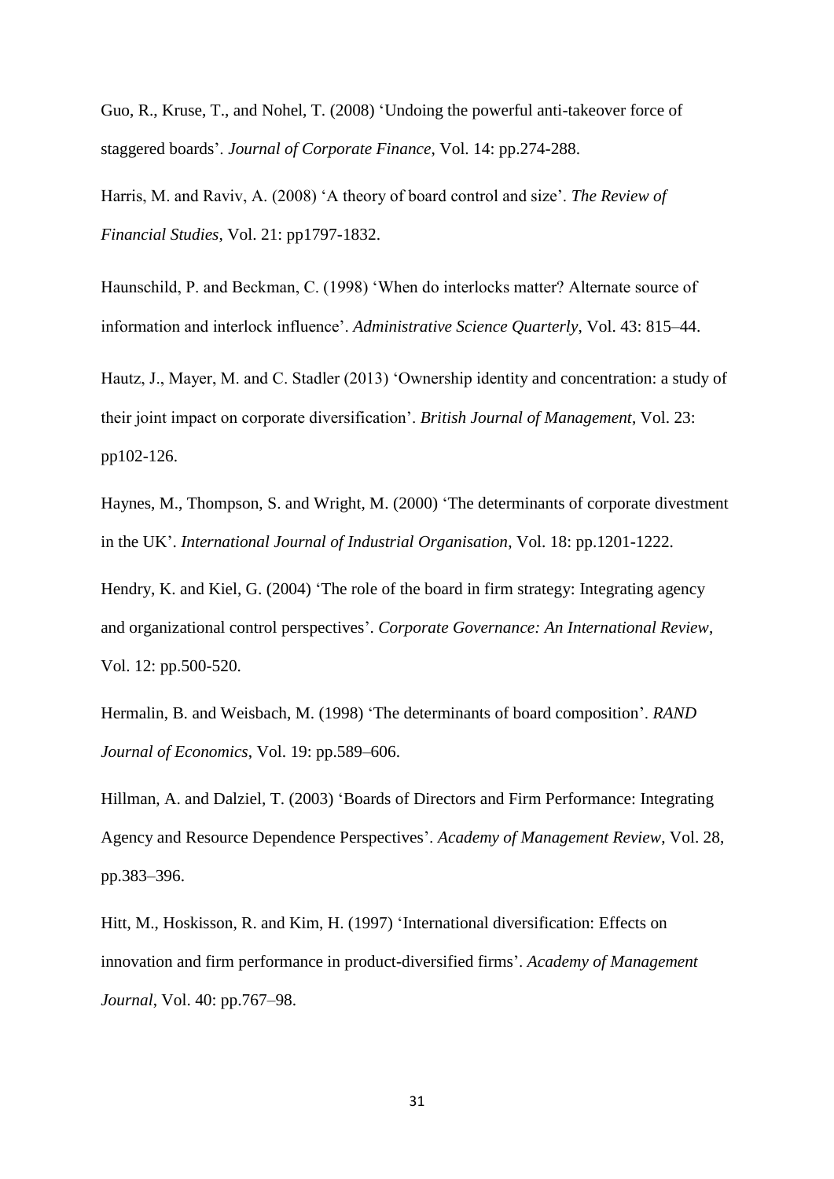Guo, R., Kruse, T., and Nohel, T. (2008) 'Undoing the powerful anti-takeover force of staggered boards'. *Journal of Corporate Finance*, Vol. 14: pp.274-288.

Harris, M. and Raviv, A. (2008) 'A theory of board control and size'. *The Review of Financial Studies*, Vol. 21: pp1797-1832.

Haunschild, P. and Beckman, C. (1998) 'When do interlocks matter? Alternate source of information and interlock influence'. *Administrative Science Quarterly*, Vol. 43: 815–44.

Hautz, J., Mayer, M. and C. Stadler (2013) 'Ownership identity and concentration: a study of their joint impact on corporate diversification'. *British Journal of Management*, Vol. 23: pp102-126.

Haynes, M., Thompson, S. and Wright, M. (2000) 'The determinants of corporate divestment in the UK'. *International Journal of Industrial Organisation*, Vol. 18: pp.1201-1222.

Hendry, K. and Kiel, G. (2004) 'The role of the board in firm strategy: Integrating agency and organizational control perspectives'. *Corporate Governance: An International Review*, Vol. 12: pp.500-520.

Hermalin, B. and Weisbach, M. (1998) 'The determinants of board composition'. *RAND Journal of Economics*, Vol. 19: pp.589–606.

Hillman, A. and Dalziel, T. (2003) 'Boards of Directors and Firm Performance: Integrating Agency and Resource Dependence Perspectives'. *Academy of Management Review*, Vol. 28, pp.383–396.

Hitt, M., Hoskisson, R. and Kim, H. (1997) 'International diversification: Effects on innovation and firm performance in product-diversified firms'. *Academy of Management Journal*, Vol. 40: pp.767–98.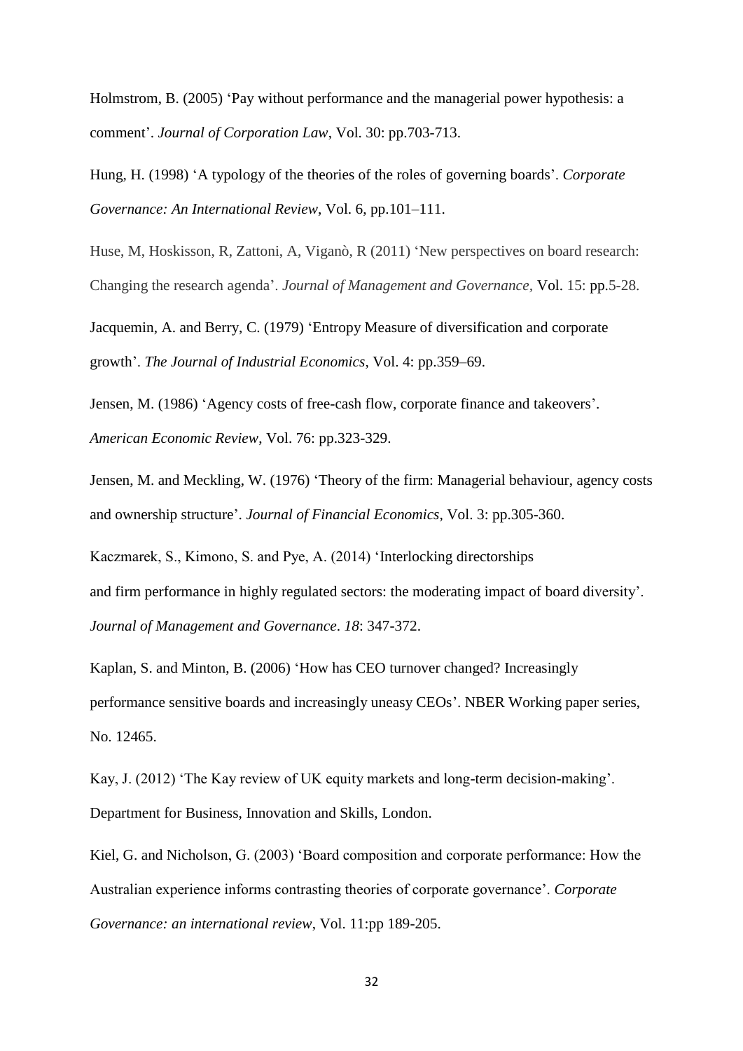Holmstrom, B. (2005) 'Pay without performance and the managerial power hypothesis: a comment'. *Journal of Corporation Law*, Vol. 30: pp.703-713.

Hung, H. (1998) 'A typology of the theories of the roles of governing boards'. *Corporate Governance: An International Review*, Vol. 6, pp.101–111.

Huse, M, Hoskisson, R, Zattoni, A, Viganò, R (2011) 'New perspectives on board research: Changing the research agenda'. *Journal of Management and Governance*, Vol. 15: pp.5-28.

Jacquemin, A. and Berry, C. (1979) 'Entropy Measure of diversification and corporate growth'. *The Journal of Industrial Economics*, Vol. 4: pp.359–69.

Jensen, M. (1986) 'Agency costs of free-cash flow, corporate finance and takeovers'. *American Economic Review*, Vol. 76: pp.323-329.

Jensen, M. and Meckling, W. (1976) 'Theory of the firm: Managerial behaviour, agency costs and ownership structure'. *Journal of Financial Economics*, Vol. 3: pp.305-360.

Kaczmarek, S., Kimono, S. and Pye, A. (2014) 'Interlocking directorships and firm performance in highly regulated sectors: the moderating impact of board diversity'. *Journal of Management and Governance*. *18*: 347-372.

Kaplan, S. and Minton, B. (2006) 'How has CEO turnover changed? Increasingly performance sensitive boards and increasingly uneasy CEOs'. NBER Working paper series, No. 12465.

Kay, J. (2012) 'The Kay review of UK equity markets and long-term decision-making'. Department for Business, Innovation and Skills, London.

Kiel, G. and Nicholson, G. (2003) 'Board composition and corporate performance: How the Australian experience informs contrasting theories of corporate governance'. *Corporate Governance: an international review*, Vol. 11:pp 189-205.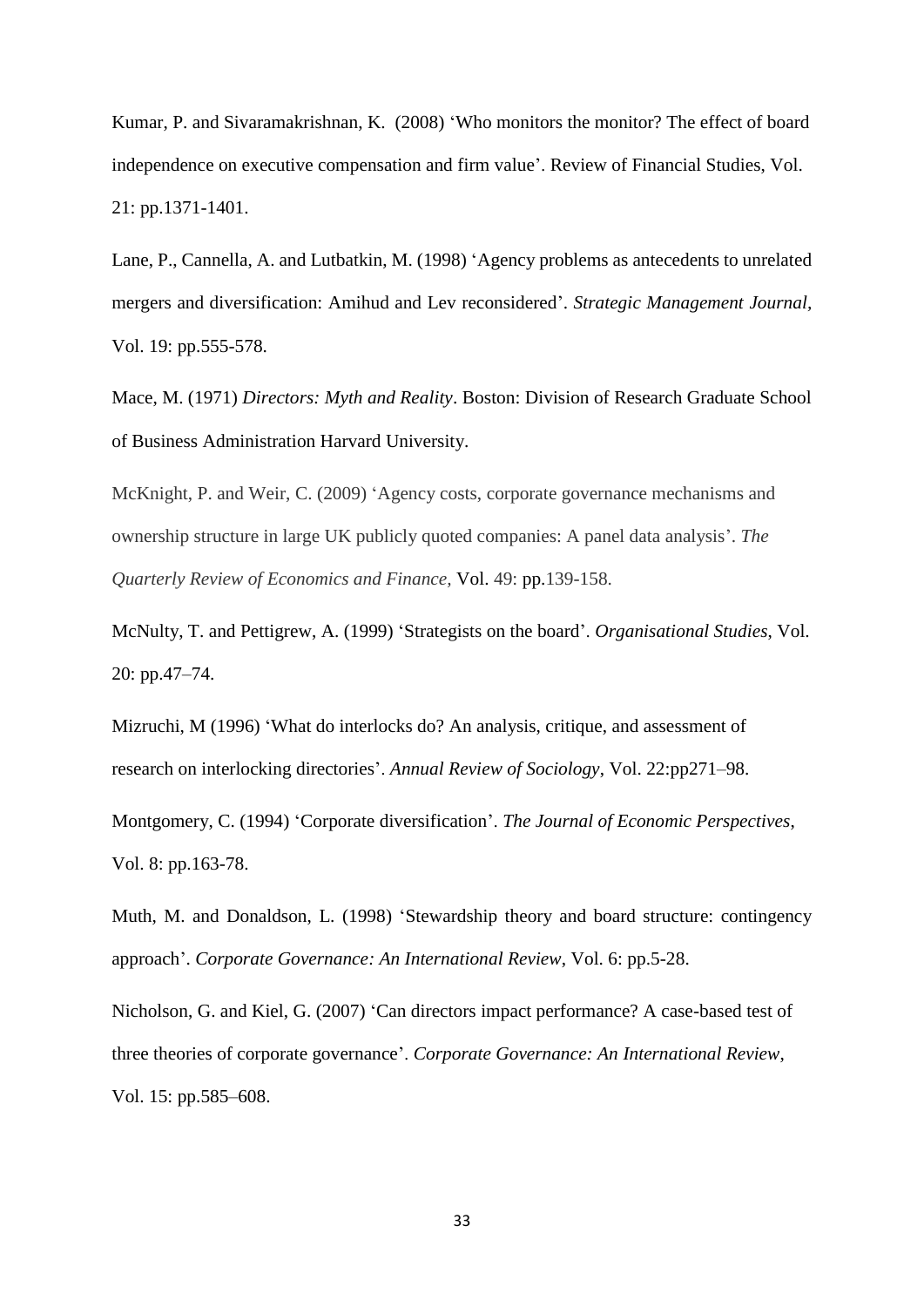Kumar, P. and Sivaramakrishnan, K. (2008) 'Who monitors the monitor? The effect of board independence on executive compensation and firm value'. Review of Financial Studies, Vol. 21: pp.1371-1401.

Lane, P., Cannella, A. and Lutbatkin, M. (1998) 'Agency problems as antecedents to unrelated mergers and diversification: Amihud and Lev reconsidered'. *Strategic Management Journal*, Vol. 19: pp.555-578.

Mace, M. (1971) *Directors: Myth and Reality*. Boston: Division of Research Graduate School of Business Administration Harvard University.

McKnight, P. and Weir, C. (2009) 'Agency costs, corporate governance mechanisms and ownership structure in large UK publicly quoted companies: A panel data analysis'. *The Quarterly Review of Economics and Finance,* Vol. 49: pp.139-158.

McNulty, T. and Pettigrew, A. (1999) 'Strategists on the board'. *Organisational Studies*, Vol. 20: pp.47–74.

Mizruchi, M (1996) 'What do interlocks do? An analysis, critique, and assessment of research on interlocking directories'. *Annual Review of Sociology*, Vol. 22:pp271–98.

Montgomery, C. (1994) 'Corporate diversification'. *The Journal of Economic Perspectives*, Vol. 8: pp.163-78.

Muth, M. and Donaldson, L. (1998) 'Stewardship theory and board structure: contingency approach'. *Corporate Governance: An International Review*, Vol. 6: pp.5-28.

Nicholson, G. and Kiel, G. (2007) 'Can directors impact performance? A case-based test of three theories of corporate governance'. *Corporate Governance: An International Review*, Vol. 15: pp.585–608.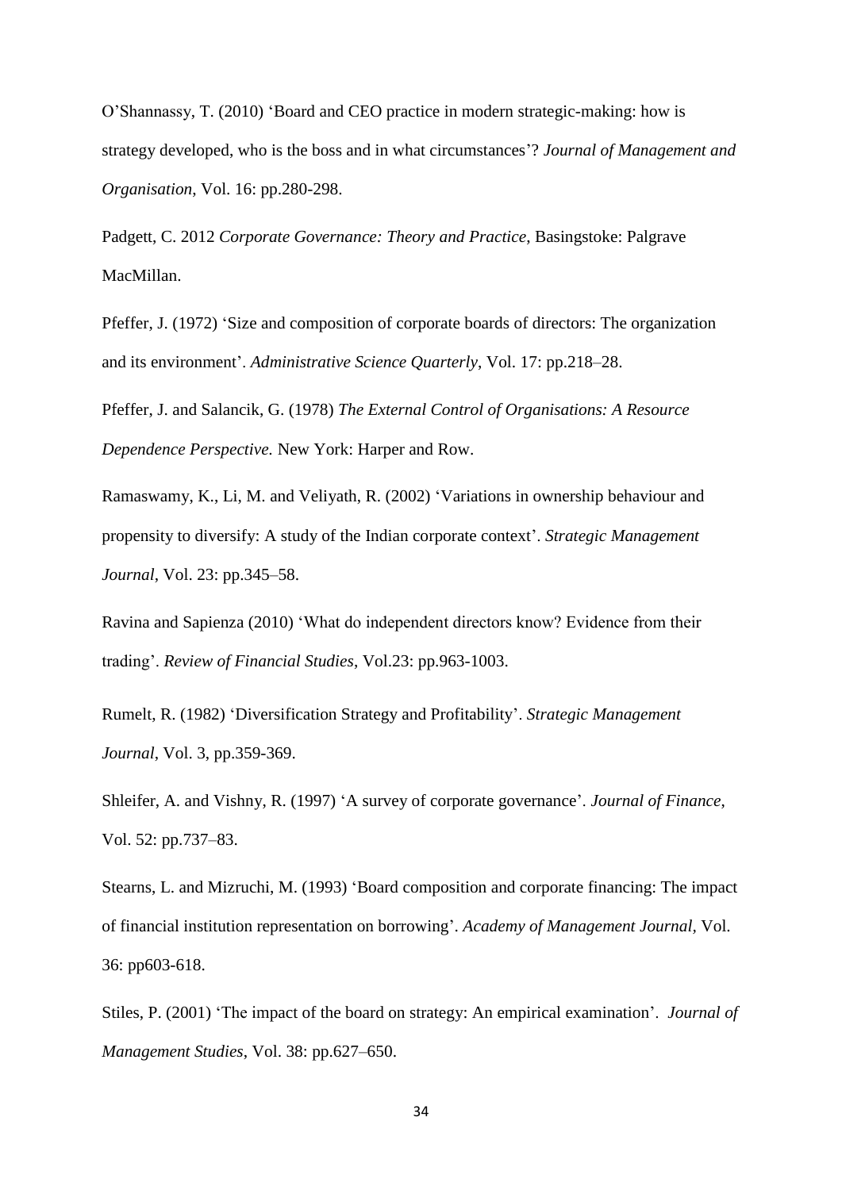O'Shannassy, T. (2010) 'Board and CEO practice in modern strategic-making: how is strategy developed, who is the boss and in what circumstances'? *Journal of Management and Organisation*, Vol. 16: pp.280-298.

Padgett, C. 2012 *Corporate Governance: Theory and Practice*, Basingstoke: Palgrave MacMillan.

Pfeffer, J. (1972) 'Size and composition of corporate boards of directors: The organization and its environment'. *Administrative Science Quarterly*, Vol. 17: pp.218–28.

Pfeffer, J. and Salancik, G. (1978) *The External Control of Organisations: A Resource Dependence Perspective.* New York: Harper and Row.

Ramaswamy, K., Li, M. and Veliyath, R. (2002) 'Variations in ownership behaviour and propensity to diversify: A study of the Indian corporate context'. *Strategic Management Journal*, Vol. 23: pp.345–58.

Ravina and Sapienza (2010) 'What do independent directors know? Evidence from their trading'. *Review of Financial Studies*, Vol.23: pp.963-1003.

Rumelt, R. (1982) 'Diversification Strategy and Profitability'. *Strategic Management Journal*, Vol. 3, pp.359-369.

Shleifer, A. and Vishny, R. (1997) 'A survey of corporate governance'. *Journal of Finance*, Vol. 52: pp.737–83.

Stearns, L. and Mizruchi, M. (1993) 'Board composition and corporate financing: The impact of financial institution representation on borrowing'. *Academy of Management Journal,* Vol. 36: pp603-618.

Stiles, P. (2001) 'The impact of the board on strategy: An empirical examination'. *Journal of Management Studies*, Vol. 38: pp.627–650.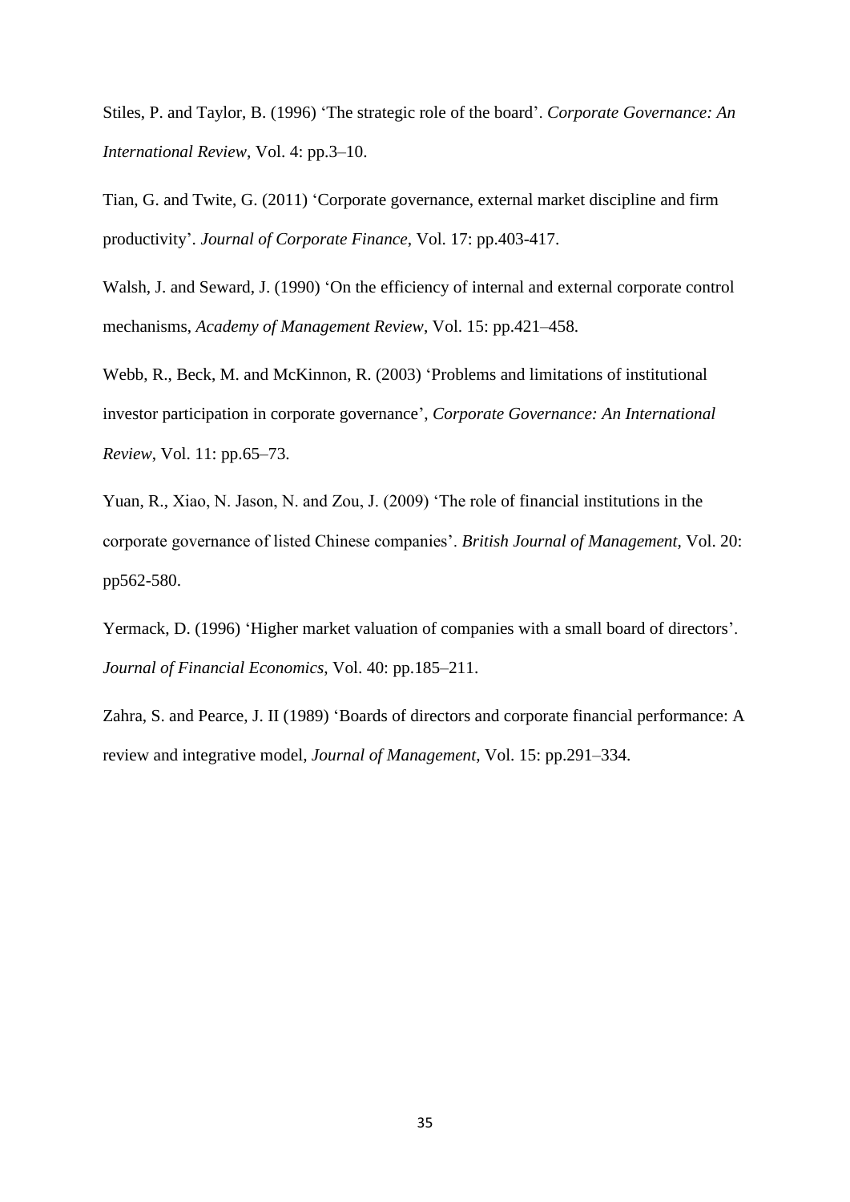Stiles, P. and Taylor, B. (1996) 'The strategic role of the board'. *Corporate Governance: An International Review*, Vol. 4: pp.3–10.

Tian, G. and Twite, G. (2011) 'Corporate governance, external market discipline and firm productivity'. *Journal of Corporate Finance*, Vol. 17: pp.403-417.

Walsh, J. and Seward, J. (1990) 'On the efficiency of internal and external corporate control mechanisms, *Academy of Management Review*, Vol. 15: pp.421–458.

Webb, R., Beck, M. and McKinnon, R. (2003) 'Problems and limitations of institutional investor participation in corporate governance', *Corporate Governance: An International Review*, Vol. 11: pp.65–73.

Yuan, R., Xiao, N. Jason, N. and Zou, J. (2009) 'The role of financial institutions in the corporate governance of listed Chinese companies'. *British Journal of Management*, Vol. 20: pp562-580.

Yermack, D. (1996) 'Higher market valuation of companies with a small board of directors'. *Journal of Financial Economics*, Vol. 40: pp.185–211.

Zahra, S. and Pearce, J. II (1989) 'Boards of directors and corporate financial performance: A review and integrative model, *Journal of Management*, Vol. 15: pp.291–334.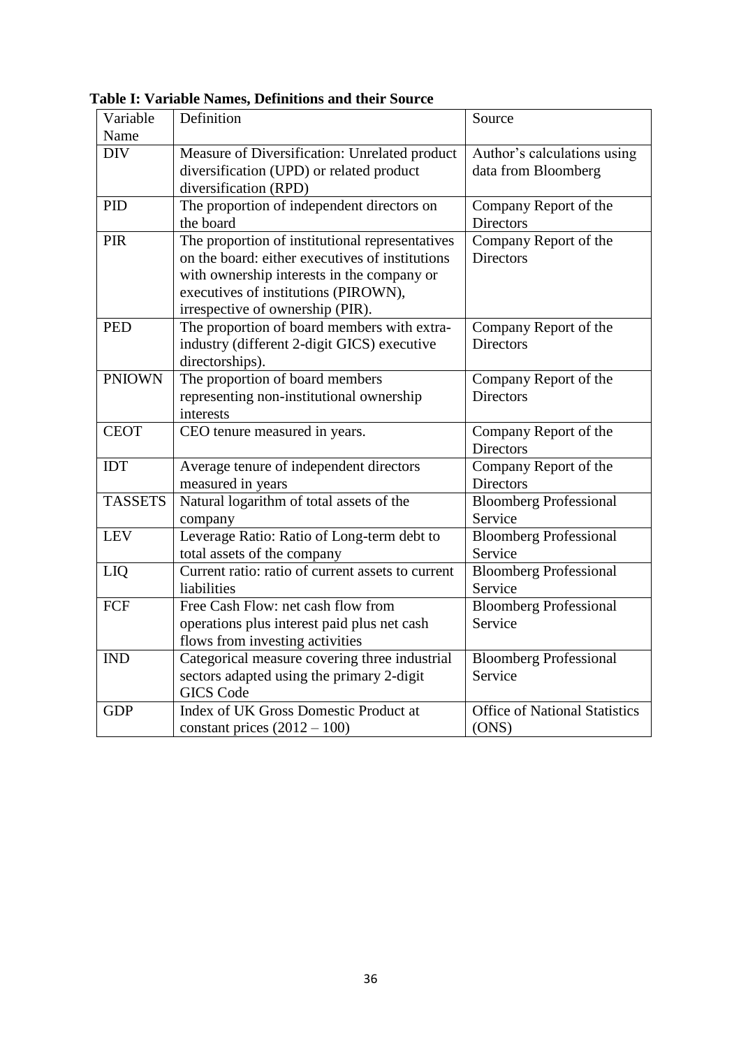**Table I: Variable Names, Definitions and their Source**

| Variable Name | Definition | Source |
|---|---|---|
| DIV | Measure of Diversification: Unrelated product diversification (UPD) or related product diversification (RPD) | Author's calculations using data from Bloomberg |
| PID | The proportion of independent directors on the board | Company Report of the Directors |
| PIR | The proportion of institutional representatives on the board: either executives of institutions with ownership interests in the company or executives of institutions (PIROWN), irrespective of ownership (PIR). | Company Report of the Directors |
| PED | The proportion of board members with extra-industry (different 2-digit GICS) executive directorships). | Company Report of the Directors |
| PNIOWN | The proportion of board members representing non-institutional ownership interests | Company Report of the Directors |
| CEOT | CEO tenure measured in years. | Company Report of the Directors |
| IDT | Average tenure of independent directors measured in years | Company Report of the Directors |
| TASSETS | Natural logarithm of total assets of the company | Bloomberg Professional Service |
| LEV | Leverage Ratio: Ratio of Long-term debt to total assets of the company | Bloomberg Professional Service |
| LIQ | Current ratio: ratio of current assets to current liabilities | Bloomberg Professional Service |
| FCF | Free Cash Flow: net cash flow from operations plus interest paid plus net cash flows from investing activities | Bloomberg Professional Service |
| IND | Categorical measure covering three industrial sectors adapted using the primary 2-digit GICS Code | Bloomberg Professional Service |
| GDP | Index of UK Gross Domestic Product at constant prices (2012 – 100) | Office of National Statistics (ONS) |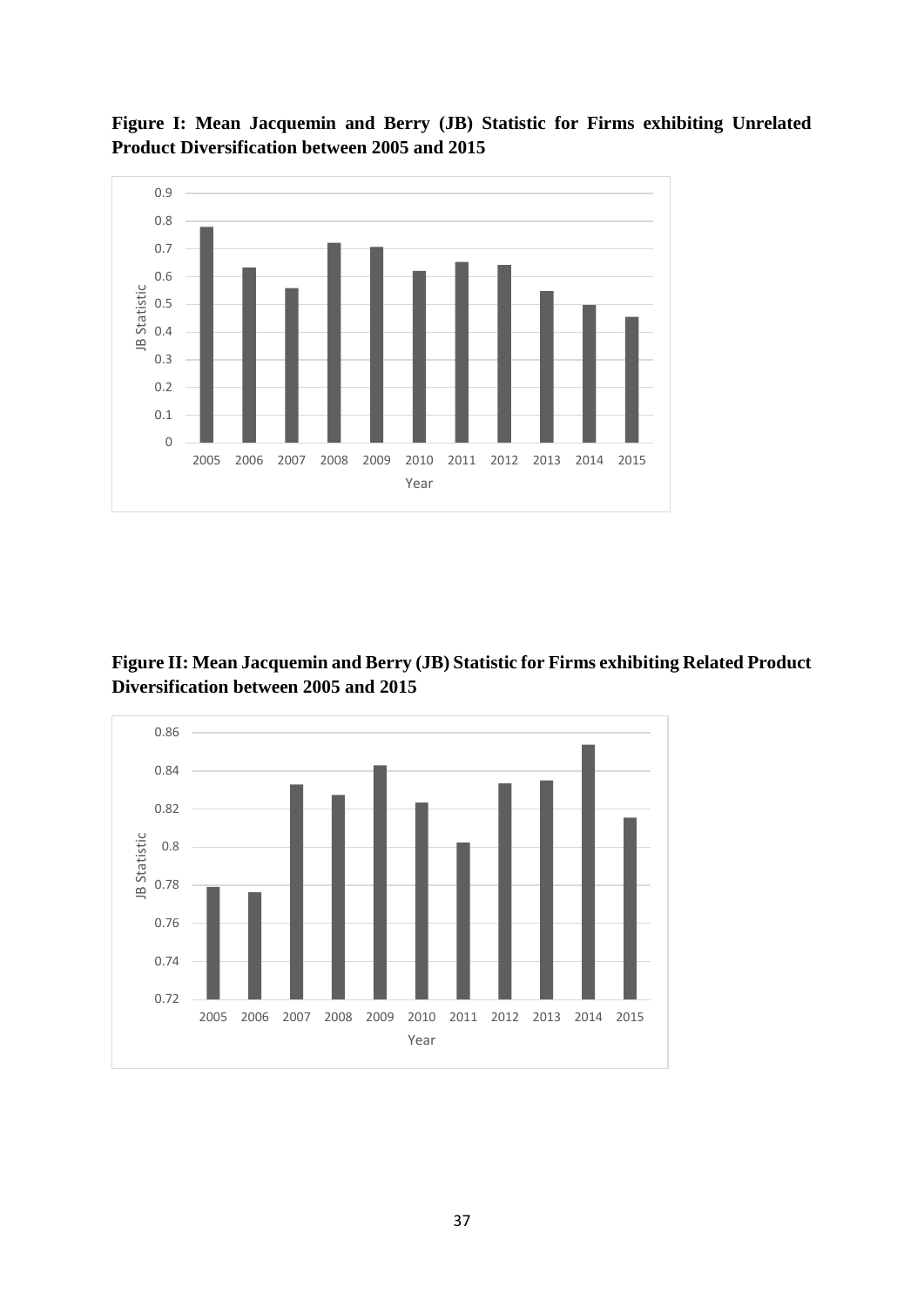**Figure I: Mean Jacquemin and Berry (JB) Statistic for Firms exhibiting Unrelated Product Diversification between 2005 and 2015**

**Figure II: Mean Jacquemin and Berry (JB) Statistic for Firms exhibiting Related Product Diversification between 2005 and 2015**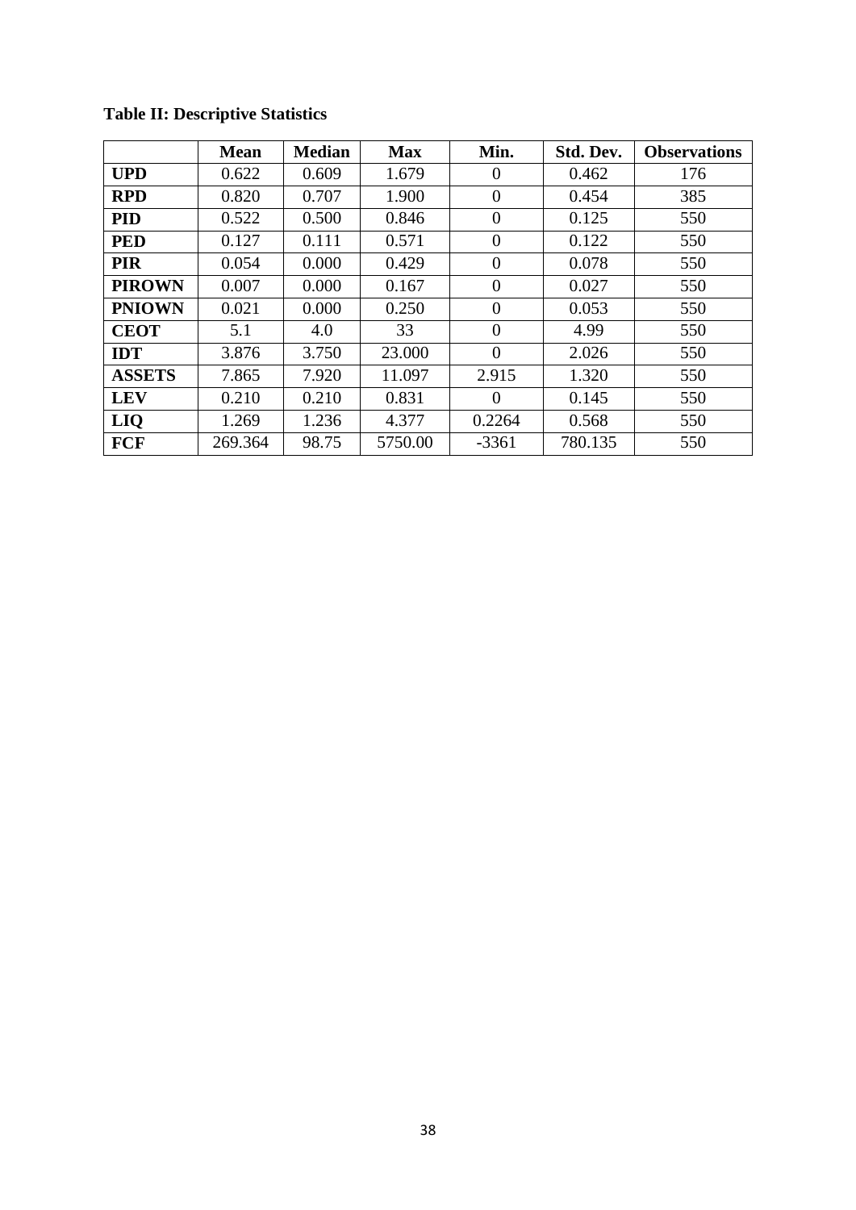**Table II: Descriptive Statistics**

| | Mean | Median | Max | Min. | Std. Dev. | Observations |
|---|---|---|---|---|---|---|
| **UPD** | 0.622 | 0.609 | 1.679 | 0 | 0.462 | 176 |
| **RPD** | 0.820 | 0.707 | 1.900 | 0 | 0.454 | 385 |
| **PID** | 0.522 | 0.500 | 0.846 | 0 | 0.125 | 550 |
| **PED** | 0.127 | 0.111 | 0.571 | 0 | 0.122 | 550 |
| **PIR** | 0.054 | 0.000 | 0.429 | 0 | 0.078 | 550 |
| **PIROWN** | 0.007 | 0.000 | 0.167 | 0 | 0.027 | 550 |
| **PNIOWN** | 0.021 | 0.000 | 0.250 | 0 | 0.053 | 550 |
| **CEOT** | 5.1 | 4.0 | 33 | 0 | 4.99 | 550 |
| **IDT** | 3.876 | 3.750 | 23.000 | 0 | 2.026 | 550 |
| **ASSETS** | 7.865 | 7.920 | 11.097 | 2.915 | 1.320 | 550 |
| **LEV** | 0.210 | 0.210 | 0.831 | 0 | 0.145 | 550 |
| **LIQ** | 1.269 | 1.236 | 4.377 | 0.2264 | 0.568 | 550 |
| **FCF** | 269.364 | 98.75 | 5750.00 | -3361 | 780.135 | 550 |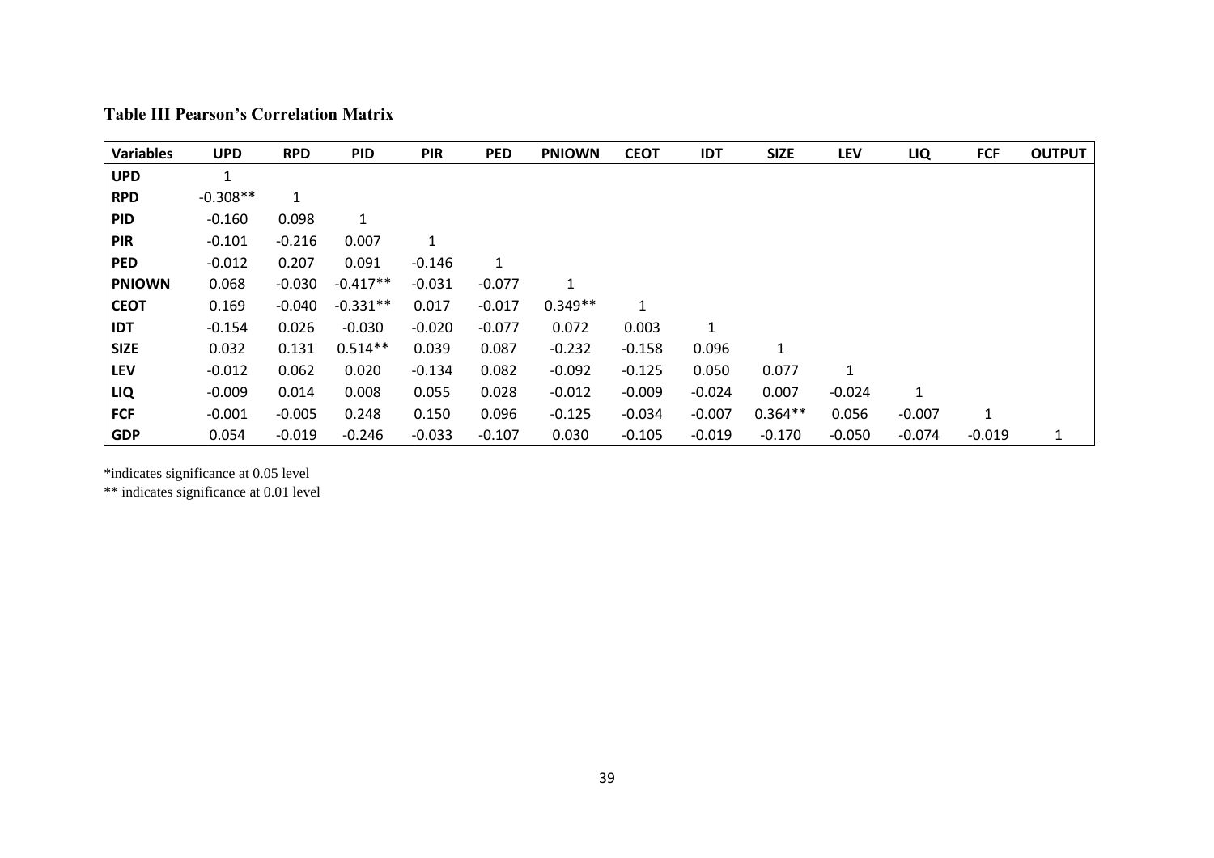**Table III Pearson's Correlation Matrix**

| Variables | UPD | RPD | PID | PIR | PED | PNIOWN | CEOT | IDT | SIZE | LEV | LIQ | FCF | OUTPUT |
|---|---|---|---|---|---|---|---|---|---|---|---|---|---|
| UPD | 1 | | | | | | | | | | | | |
| RPD | -0.308** | 1 | | | | | | | | | | | |
| PID | -0.160 | 0.098 | 1 | | | | | | | | | | |
| PIR | -0.101 | -0.216 | 0.007 | 1 | | | | | | | | | |
| PED | -0.012 | 0.207 | 0.091 | -0.146 | 1 | | | | | | | | |
| PNIOWN | 0.068 | -0.030 | -0.417** | -0.031 | -0.077 | 1 | | | | | | | |
| CEOT | 0.169 | -0.040 | -0.331** | 0.017 | -0.017 | 0.349** | 1 | | | | | | |
| IDT | -0.154 | 0.026 | -0.030 | -0.020 | -0.077 | 0.072 | 0.003 | 1 | | | | | |
| SIZE | 0.032 | 0.131 | 0.514** | 0.039 | 0.087 | -0.232 | -0.158 | 0.096 | 1 | | | | |
| LEV | -0.012 | 0.062 | 0.020 | -0.134 | 0.082 | -0.092 | -0.125 | 0.050 | 0.077 | 1 | | | |
| LIQ | -0.009 | 0.014 | 0.008 | 0.055 | 0.028 | -0.012 | -0.009 | -0.024 | 0.007 | -0.024 | 1 | | |
| FCF | -0.001 | -0.005 | 0.248 | 0.150 | 0.096 | -0.125 | -0.034 | -0.007 | 0.364** | 0.056 | -0.007 | 1 | |
| GDP | 0.054 | -0.019 | -0.246 | -0.033 | -0.107 | 0.030 | -0.105 | -0.019 | -0.170 | -0.050 | -0.074 | -0.019 | 1 |

*indicates significance at 0.05 level

** indicates significance at 0.01 level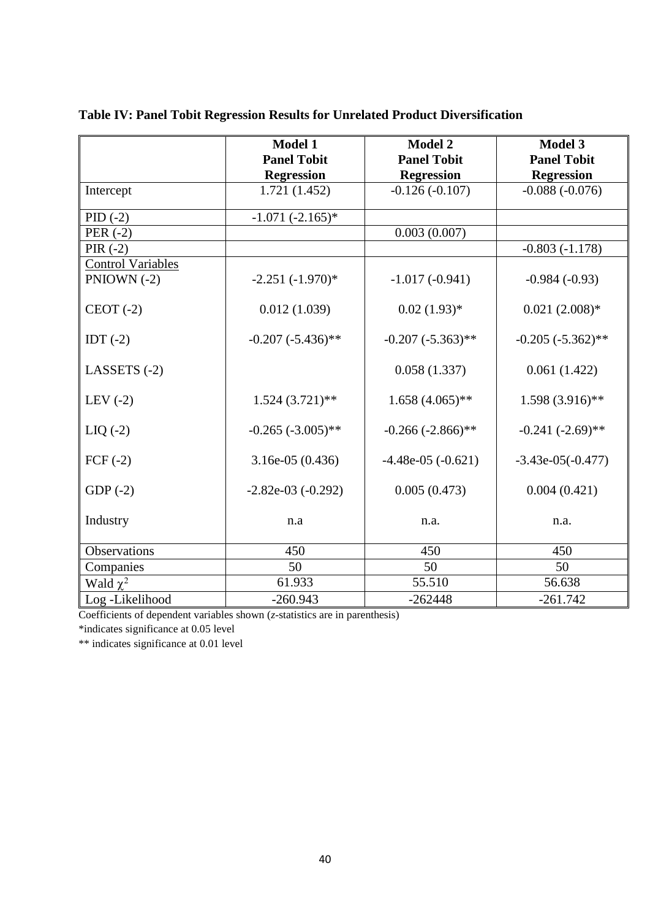**Table IV: Panel Tobit Regression Results for Unrelated Product Diversification**

| | Model 1 Panel Tobit Regression | Model 2 Panel Tobit Regression | Model 3 Panel Tobit Regression |
|---|---|---|---|
| Intercept | 1.721 (1.452) | -0.126 (-0.107) | -0.088 (-0.076) |
| PID (-2) | -1.071 (-2.165)* | | |
| PER (-2) | | 0.003 (0.007) | |
| PIR (-2) | | | -0.803 (-1.178) |
| Control Variables | | | |
| PNIOWN (-2) | -2.251 (-1.970)* | -1.017 (-0.941) | -0.984 (-0.93) |
| CEOT (-2) | 0.012 (1.039) | 0.02 (1.93)* | 0.021 (2.008)* |
| IDT (-2) | -0.207 (-5.436)** | -0.207 (-5.363)** | -0.205 (-5.362)** |
| LASSETS (-2) | | 0.058 (1.337) | 0.061 (1.422) |
| LEV (-2) | 1.524 (3.721)** | 1.658 (4.065)** | 1.598 (3.916)** |
| LIQ (-2) | -0.265 (-3.005)** | -0.266 (-2.866)** | -0.241 (-2.69)** |
| FCF (-2) | 3.16e-05 (0.436) | -4.48e-05 (-0.621) | -3.43e-05(-0.477) |
| GDP (-2) | -2.82e-03 (-0.292) | 0.005 (0.473) | 0.004 (0.421) |
| Industry | n.a | n.a. | n.a. |
| Observations | 450 | 450 | 450 |
| Companies | 50 | 50 | 50 |
| Wald $\chi^2$ | 61.933 | 55.510 | 56.638 |
| Log -Likelihood | -260.943 | -262448 | -261.742 |

Coefficients of dependent variables shown (*z*-statistics are in parenthesis)

*indicates significance at 0.05 level

** indicates significance at 0.01 level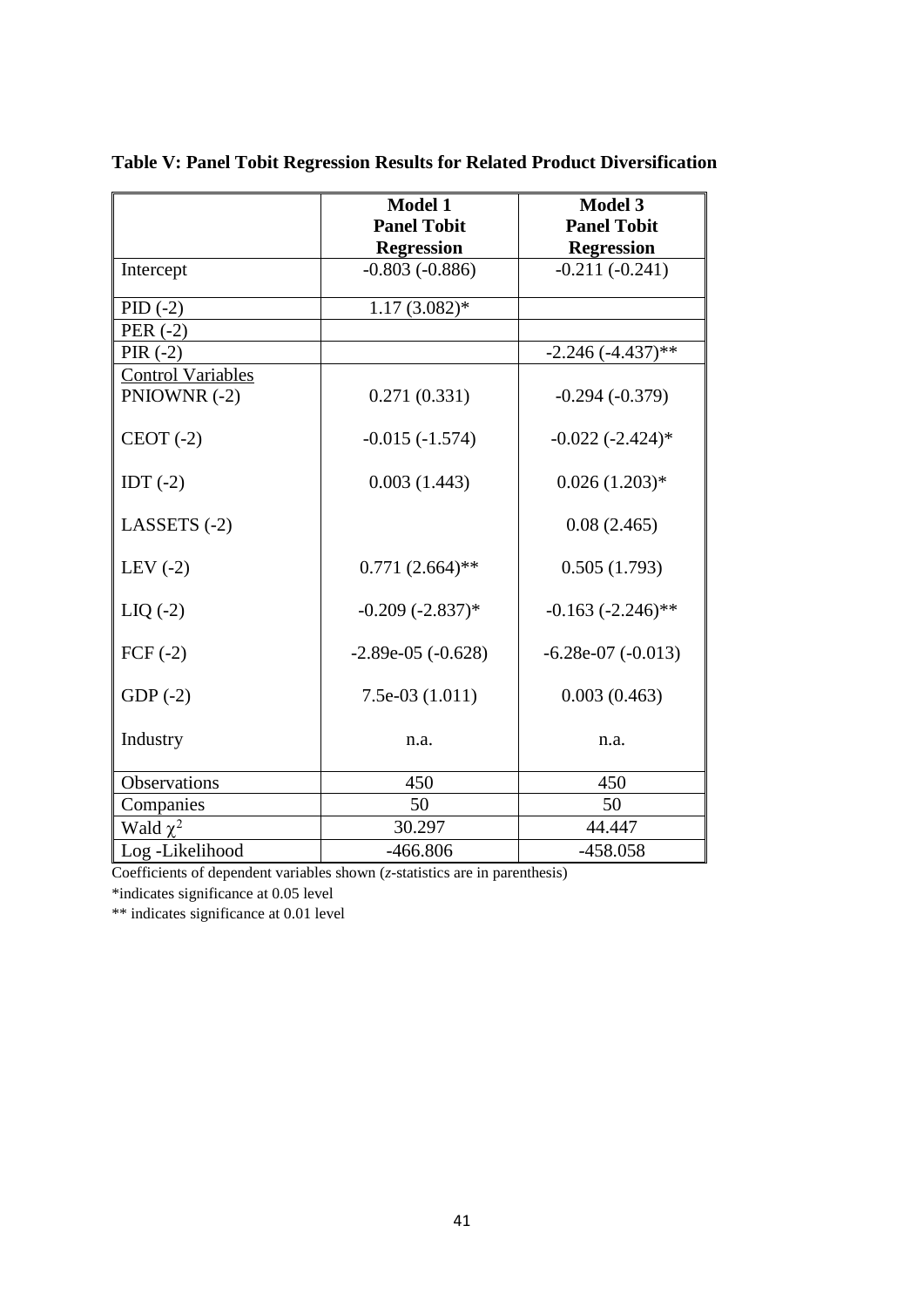**Table V: Panel Tobit Regression Results for Related Product Diversification**

| | Model 1 Panel Tobit Regression | Model 3 Panel Tobit Regression |
|---|---|---|
| Intercept | -0.803 (-0.886) | -0.211 (-0.241) |
| PID (-2) | 1.17 (3.082)* | |
| PER (-2) | | |
| PIR (-2) | | -2.246 (-4.437)** |
| Control Variables | | |
| PNIOWNR (-2) | 0.271 (0.331) | -0.294 (-0.379) |
| CEOT (-2) | -0.015 (-1.574) | -0.022 (-2.424)* |
| IDT (-2) | 0.003 (1.443) | 0.026 (1.203)* |
| LASSETS (-2) | | 0.08 (2.465) |
| LEV (-2) | 0.771 (2.664)** | 0.505 (1.793) |
| LIQ (-2) | -0.209 (-2.837)* | -0.163 (-2.246)** |
| FCF (-2) | -2.89e-05 (-0.628) | -6.28e-07 (-0.013) |
| GDP (-2) | 7.5e-03 (1.011) | 0.003 (0.463) |
| Industry | n.a. | n.a. |
| Observations | 450 | 450 |
| Companies | 50 | 50 |
| Wald $\chi^2$ | 30.297 | 44.447 |
| Log -Likelihood | -466.806 | -458.058 |

Coefficients of dependent variables shown (*z*-statistics are in parenthesis)

*indicates significance at 0.05 level

** indicates significance at 0.01 level